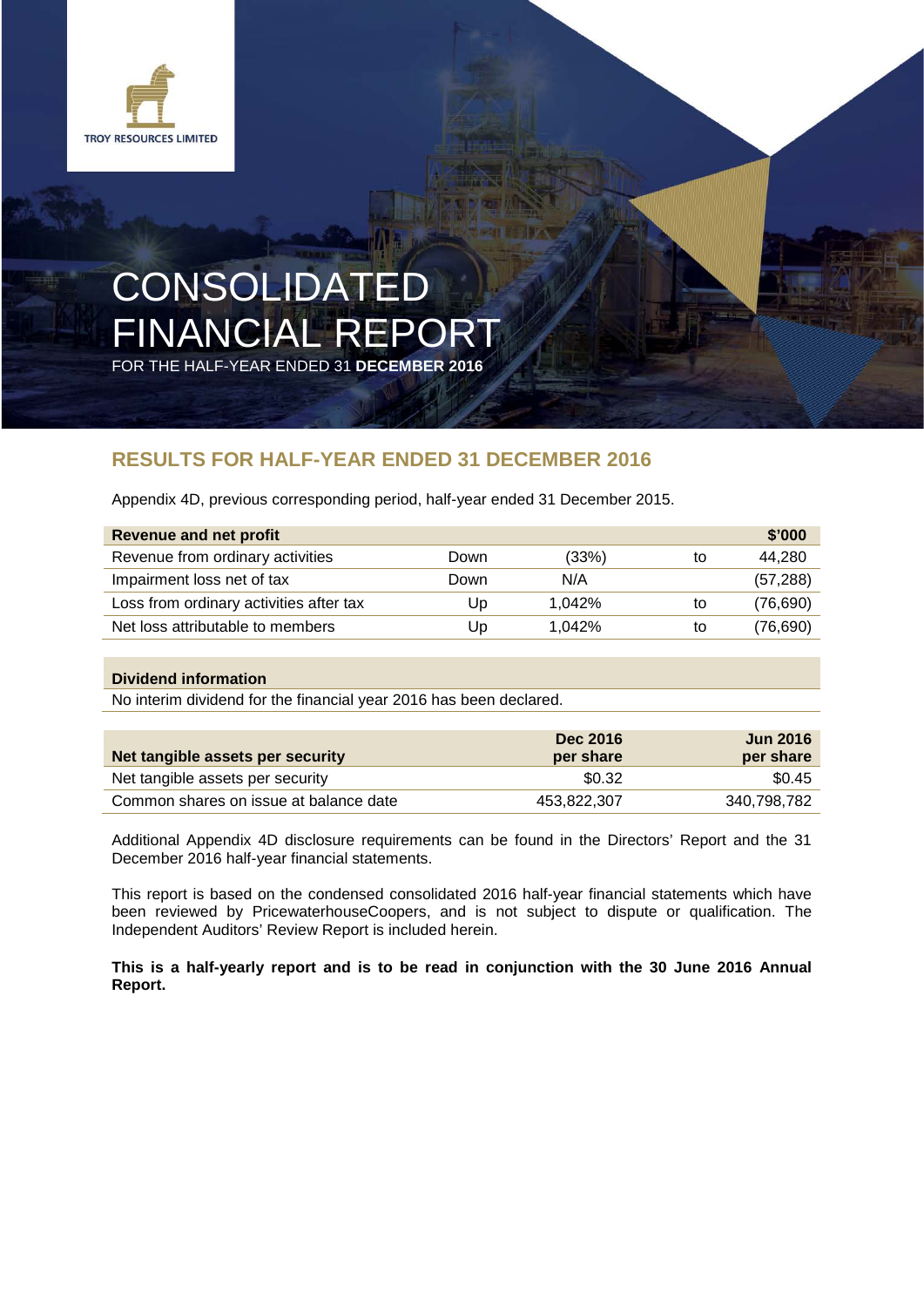TROY RESOURCES LIMITED

# CONSOLIDATED FINANCIAL REPORT

FOR THE HALF-YEAR ENDED 31 **DECEMBER 2016**

## RESULTS FOR HALF-YEAR ENDED 31 DECEMBER 2016

Appendix 4D, previous corresponding period, half-year ended 31 December 2015.

| Revenue and net profit | | | | $'000 |
|---|---|---|---|---|
| Revenue from ordinary activities | Down | (33%) | to | 44,280 |
| Impairment loss net of tax | Down | N/A | | (57,288) |
| Loss from ordinary activities after tax | Up | 1,042% | to | (76,690) |
| Net loss attributable to members | Up | 1,042% | to | (76,690) |

**Dividend information**

No interim dividend for the financial year 2016 has been declared.

| Net tangible assets per security | Dec 2016 per share | Jun 2016 per share |
|---|---|---|
| Net tangible assets per security | $0.32 | $0.45 |
| Common shares on issue at balance date | 453,822,307 | 340,798,782 |

Additional Appendix 4D disclosure requirements can be found in the Directors' Report and the 31 December 2016 half-year financial statements.

This report is based on the condensed consolidated 2016 half-year financial statements which have been reviewed by PricewaterhouseCoopers, and is not subject to dispute or qualification. The Independent Auditors' Review Report is included herein.

**This is a half-yearly report and is to be read in conjunction with the 30 June 2016 Annual Report.**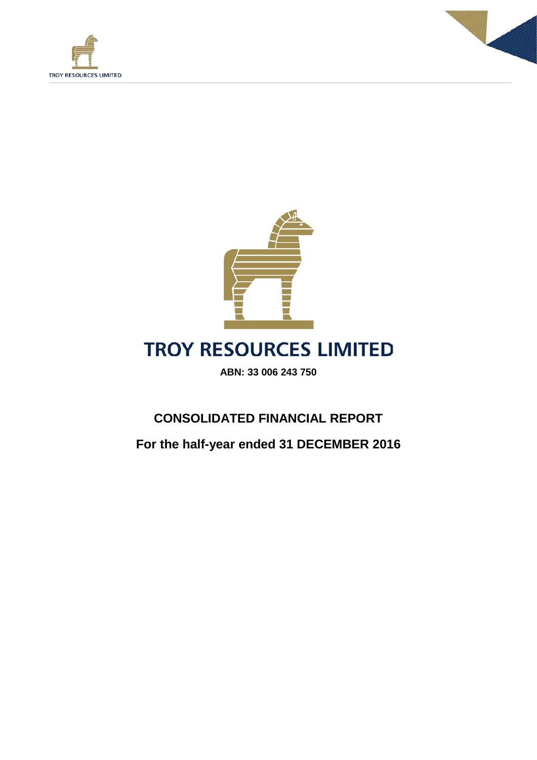# TROY RESOURCES LIMITED

**ABN: 33 006 243 750**

## CONSOLIDATED FINANCIAL REPORT

## For the half-year ended 31 DECEMBER 2016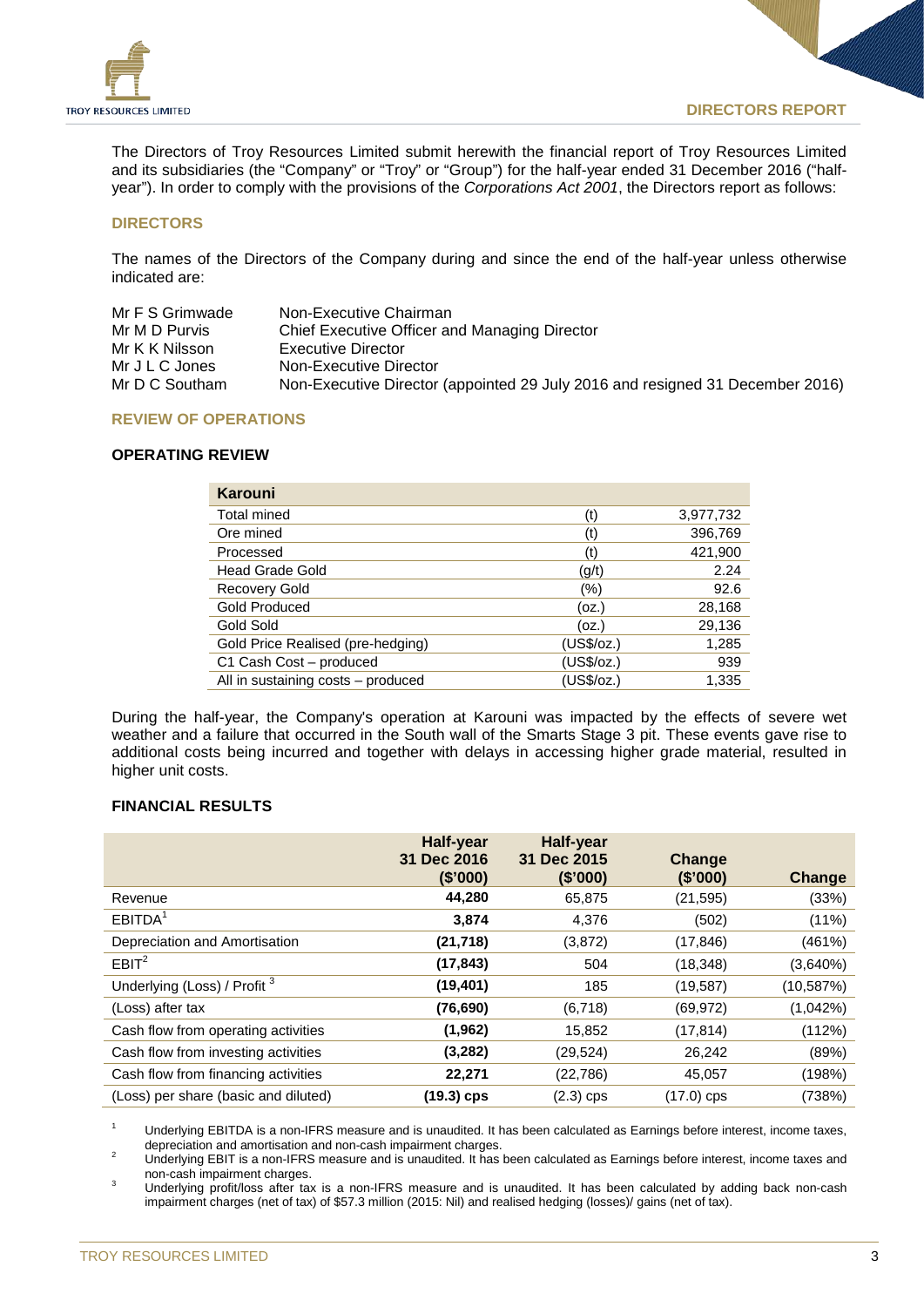## DIRECTORS REPORT

The Directors of Troy Resources Limited submit herewith the financial report of Troy Resources Limited and its subsidiaries (the "Company" or "Troy" or "Group") for the half-year ended 31 December 2016 ("half-year"). In order to comply with the provisions of the *Corporations Act 2001*, the Directors report as follows:

### DIRECTORS

The names of the Directors of the Company during and since the end of the half-year unless otherwise indicated are:

| | |
|---|---|
| Mr F S Grimwade | Non-Executive Chairman |
| Mr M D Purvis | Chief Executive Officer and Managing Director |
| Mr K K Nilsson | Executive Director |
| Mr J L C Jones | Non-Executive Director |
| Mr D C Southam | Non-Executive Director (appointed 29 July 2016 and resigned 31 December 2016) |

### REVIEW OF OPERATIONS

#### OPERATING REVIEW

| Karouni | | |
|---|---|---|
| Total mined | (t) | 3,977,732 |
| Ore mined | (t) | 396,769 |
| Processed | (t) | 421,900 |
| Head Grade Gold | (g/t) | 2.24 |
| Recovery Gold | (%) | 92.6 |
| Gold Produced | (oz.) | 28,168 |
| Gold Sold | (oz.) | 29,136 |
| Gold Price Realised (pre-hedging) | (US$/oz.) | 1,285 |
| C1 Cash Cost – produced | (US$/oz.) | 939 |
| All in sustaining costs – produced | (US$/oz.) | 1,335 |

During the half-year, the Company's operation at Karouni was impacted by the effects of severe wet weather and a failure that occurred in the South wall of the Smarts Stage 3 pit. These events gave rise to additional costs being incurred and together with delays in accessing higher grade material, resulted in higher unit costs.

#### FINANCIAL RESULTS

| | Half-year 31 Dec 2016 ($'000) | Half-year 31 Dec 2015 ($'000) | Change ($'000) | Change |
|---|---|---|---|---|
| Revenue | **44,280** | 65,875 | (21,595) | (33%) |
| EBITDA[1] | **3,874** | 4,376 | (502) | (11%) |
| Depreciation and Amortisation | **(21,718)** | (3,872) | (17,846) | (461%) |
| EBIT[2] | **(17,843)** | 504 | (18,348) | (3,640%) |
| Underlying (Loss) / Profit [3] | **(19,401)** | 185 | (19,587) | (10,587%) |
| (Loss) after tax | **(76,690)** | (6,718) | (69,972) | (1,042%) |
| Cash flow from operating activities | **(1,962)** | 15,852 | (17,814) | (112%) |
| Cash flow from investing activities | **(3,282)** | (29,524) | 26,242 | (89%) |
| Cash flow from financing activities | **22,271** | (22,786) | 45,057 | (198%) |
| (Loss) per share (basic and diluted) | **(19.3) cps** | (2.3) cps | (17.0) cps | (738%) |

[1] Underlying EBITDA is a non-IFRS measure and is unaudited. It has been calculated as Earnings before interest, income taxes, depreciation and amortisation and non-cash impairment charges.

[2] Underlying EBIT is a non-IFRS measure and is unaudited. It has been calculated as Earnings before interest, income taxes and non-cash impairment charges.

[3] Underlying profit/loss after tax is a non-IFRS measure and is unaudited. It has been calculated by adding back non-cash impairment charges (net of tax) of $57.3 million (2015: Nil) and realised hedging (losses)/ gains (net of tax).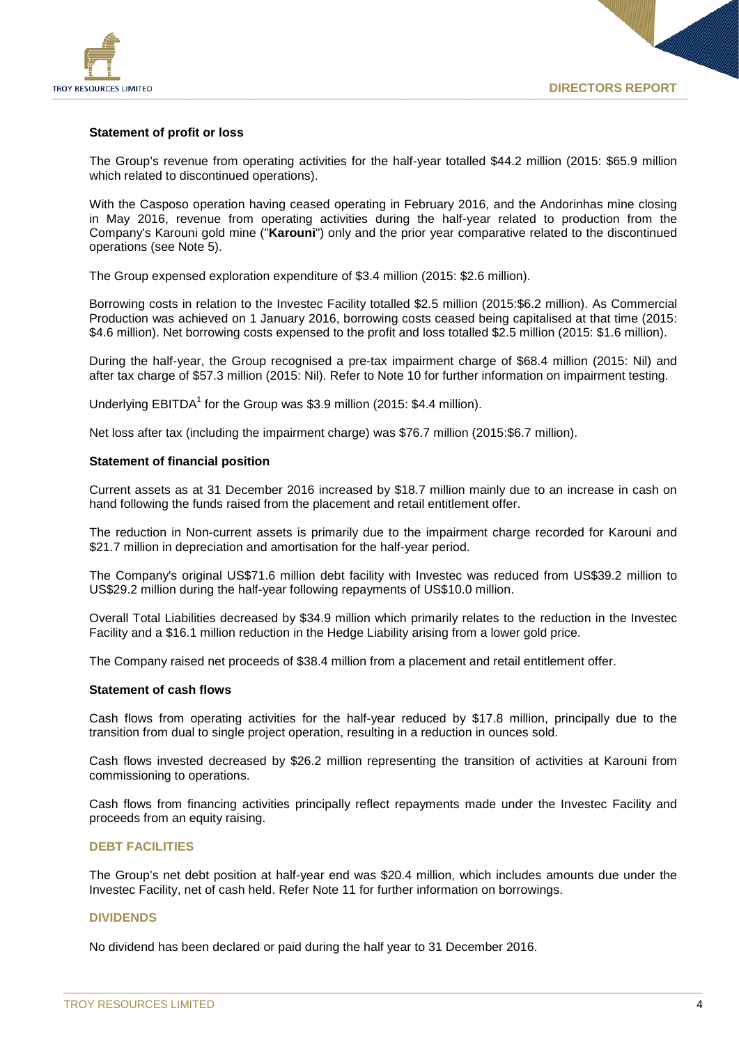**Statement of profit or loss**

The Group's revenue from operating activities for the half-year totalled $44.2 million (2015: $65.9 million which related to discontinued operations).

With the Casposo operation having ceased operating in February 2016, and the Andorinhas mine closing in May 2016, revenue from operating activities during the half-year related to production from the Company's Karouni gold mine ("**Karouni**") only and the prior year comparative related to the discontinued operations (see Note 5).

The Group expensed exploration expenditure of $3.4 million (2015: $2.6 million).

Borrowing costs in relation to the Investec Facility totalled $2.5 million (2015:$6.2 million). As Commercial Production was achieved on 1 January 2016, borrowing costs ceased being capitalised at that time (2015: $4.6 million). Net borrowing costs expensed to the profit and loss totalled $2.5 million (2015: $1.6 million).

During the half-year, the Group recognised a pre-tax impairment charge of $68.4 million (2015: Nil) and after tax charge of $57.3 million (2015: Nil). Refer to Note 10 for further information on impairment testing.

Underlying EBITDA[1] for the Group was $3.9 million (2015: $4.4 million).

Net loss after tax (including the impairment charge) was $76.7 million (2015:$6.7 million).

**Statement of financial position**

Current assets as at 31 December 2016 increased by $18.7 million mainly due to an increase in cash on hand following the funds raised from the placement and retail entitlement offer.

The reduction in Non-current assets is primarily due to the impairment charge recorded for Karouni and $21.7 million in depreciation and amortisation for the half-year period.

The Company's original US$71.6 million debt facility with Investec was reduced from US$39.2 million to US$29.2 million during the half-year following repayments of US$10.0 million.

Overall Total Liabilities decreased by $34.9 million which primarily relates to the reduction in the Investec Facility and a $16.1 million reduction in the Hedge Liability arising from a lower gold price.

The Company raised net proceeds of $38.4 million from a placement and retail entitlement offer.

**Statement of cash flows**

Cash flows from operating activities for the half-year reduced by $17.8 million, principally due to the transition from dual to single project operation, resulting in a reduction in ounces sold.

Cash flows invested decreased by $26.2 million representing the transition of activities at Karouni from commissioning to operations.

Cash flows from financing activities principally reflect repayments made under the Investec Facility and proceeds from an equity raising.

## DEBT FACILITIES

The Group's net debt position at half-year end was $20.4 million, which includes amounts due under the Investec Facility, net of cash held. Refer Note 11 for further information on borrowings.

## DIVIDENDS

No dividend has been declared or paid during the half year to 31 December 2016.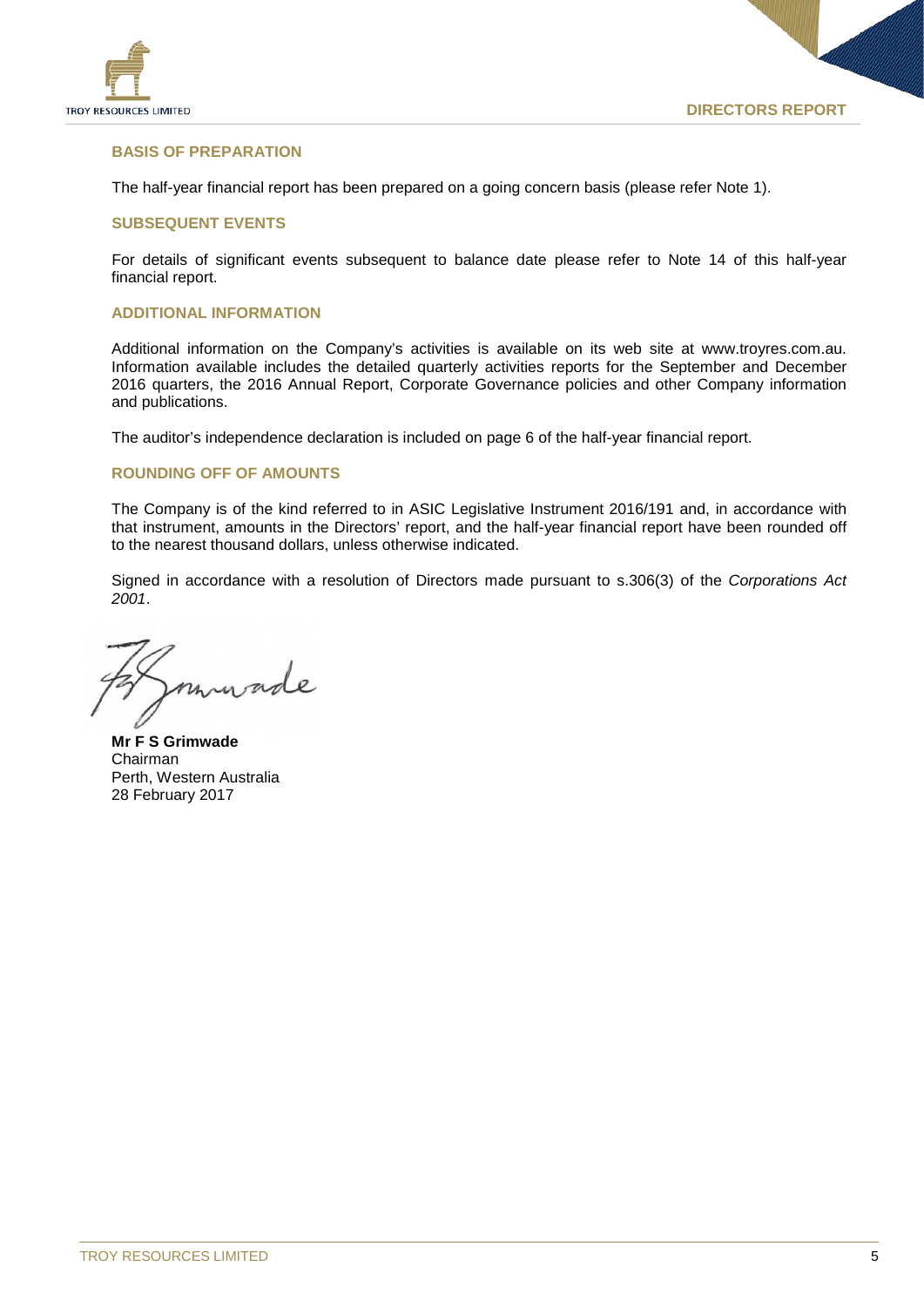## BASIS OF PREPARATION

The half-year financial report has been prepared on a going concern basis (please refer Note 1).

## SUBSEQUENT EVENTS

For details of significant events subsequent to balance date please refer to Note 14 of this half-year financial report.

## ADDITIONAL INFORMATION

Additional information on the Company's activities is available on its web site at www.troyres.com.au. Information available includes the detailed quarterly activities reports for the September and December 2016 quarters, the 2016 Annual Report, Corporate Governance policies and other Company information and publications.

The auditor's independence declaration is included on page 6 of the half-year financial report.

## ROUNDING OFF OF AMOUNTS

The Company is of the kind referred to in ASIC Legislative Instrument 2016/191 and, in accordance with that instrument, amounts in the Directors' report, and the half-year financial report have been rounded off to the nearest thousand dollars, unless otherwise indicated.

Signed in accordance with a resolution of Directors made pursuant to s.306(3) of the *Corporations Act 2001*.

**Mr F S Grimwade**
Chairman
Perth, Western Australia
28 February 2017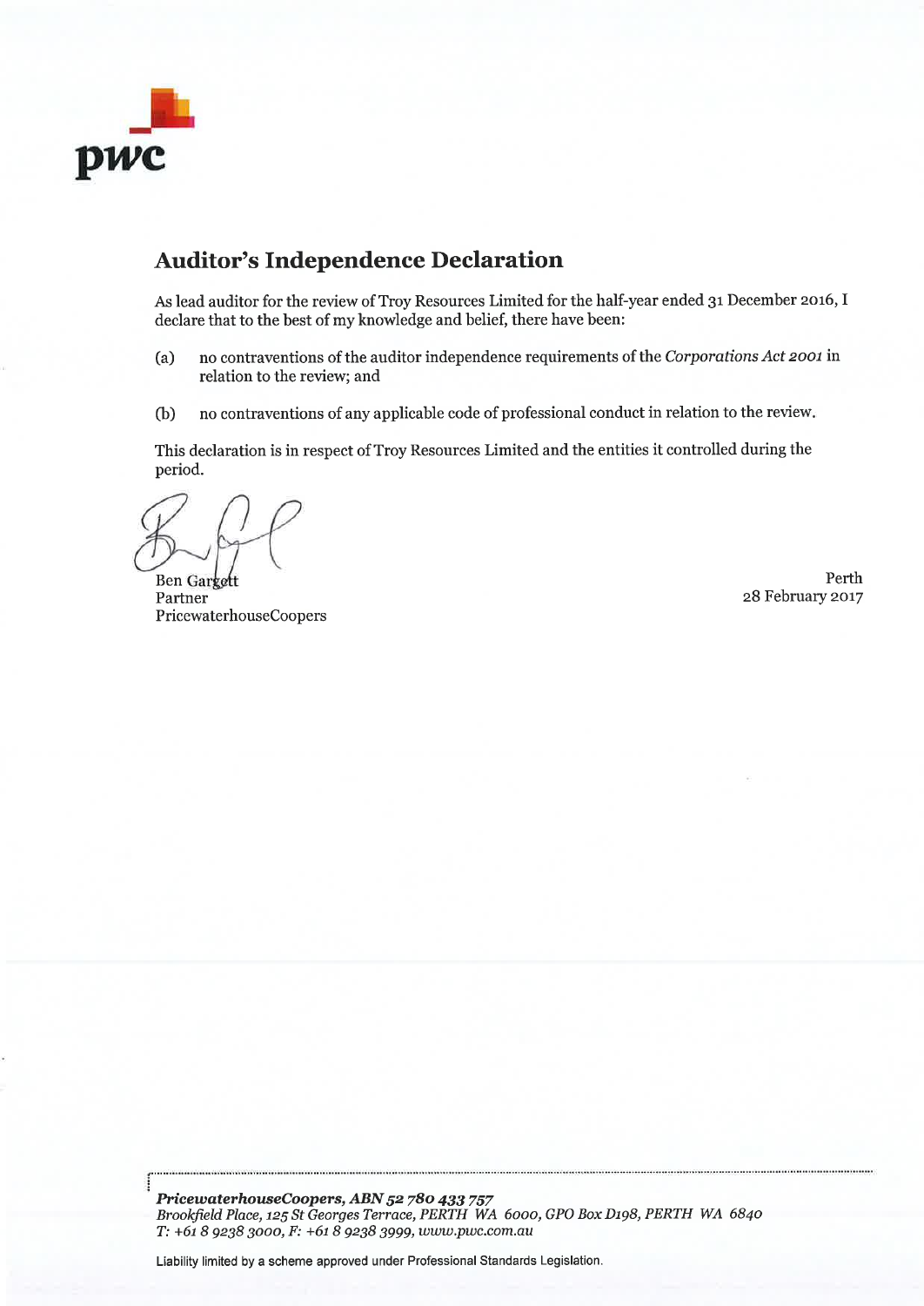pwc

## Auditor's Independence Declaration

As lead auditor for the review of Troy Resources Limited for the half-year ended 31 December 2016, I declare that to the best of my knowledge and belief, there have been:

(a) no contraventions of the auditor independence requirements of the *Corporations Act 2001* in relation to the review; and

(b) no contraventions of any applicable code of professional conduct in relation to the review.

This declaration is in respect of Troy Resources Limited and the entities it controlled during the period.

Ben Gargett
Partner
PricewaterhouseCoopers

Perth
28 February 2017

***PricewaterhouseCoopers, ABN 52 780 433 757***
*Brookfield Place, 125 St Georges Terrace, PERTH WA 6000, GPO Box D198, PERTH WA 6840*
*T: +61 8 9238 3000, F: +61 8 9238 3999, www.pwc.com.au*

Liability limited by a scheme approved under Professional Standards Legislation.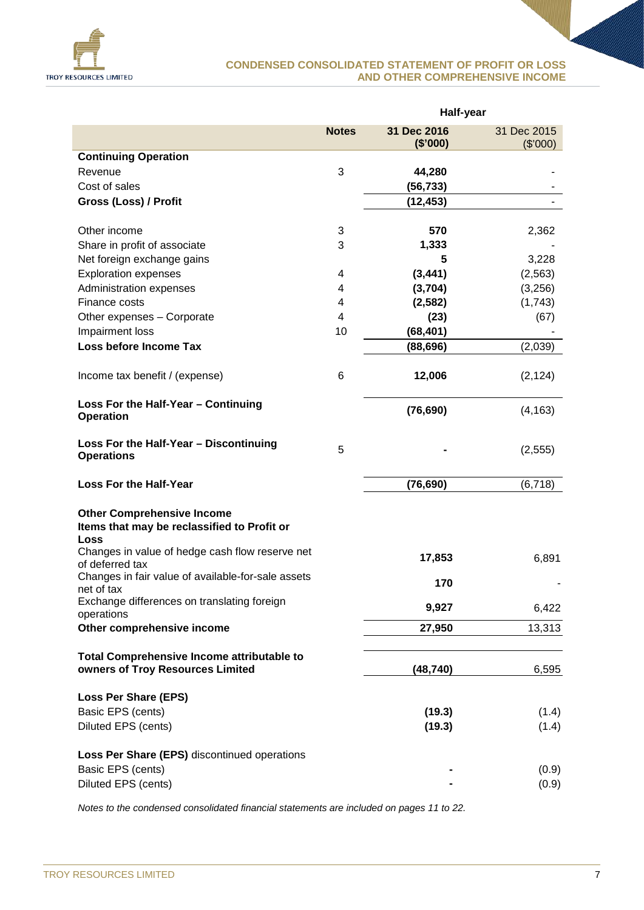## CONDENSED CONSOLIDATED STATEMENT OF PROFIT OR LOSS AND OTHER COMPREHENSIVE INCOME

| | Notes | Half-year 31 Dec 2016 ($'000) | Half-year 31 Dec 2015 ($'000) |
|---|---|---|---|
| **Continuing Operation** | | | |
| Revenue | 3 | **44,280** | - |
| Cost of sales | | **(56,733)** | - |
| **Gross (Loss) / Profit** | | **(12,453)** | - |
| Other income | 3 | **570** | 2,362 |
| Share in profit of associate | 3 | **1,333** | - |
| Net foreign exchange gains | | **5** | 3,228 |
| Exploration expenses | 4 | **(3,441)** | (2,563) |
| Administration expenses | 4 | **(3,704)** | (3,256) |
| Finance costs | 4 | **(2,582)** | (1,743) |
| Other expenses – Corporate | 4 | **(23)** | (67) |
| Impairment loss | 10 | **(68,401)** | - |
| **Loss before Income Tax** | | **(88,696)** | (2,039) |
| Income tax benefit / (expense) | 6 | **12,006** | (2,124) |
| **Loss For the Half-Year – Continuing Operation** | | **(76,690)** | (4,163) |
| **Loss For the Half-Year – Discontinuing Operations** | 5 | **-** | (2,555) |
| **Loss For the Half-Year** | | **(76,690)** | (6,718) |
| **Other Comprehensive Income** | | | |
| **Items that may be reclassified to Profit or Loss** | | | |
| Changes in value of hedge cash flow reserve net of deferred tax | | **17,853** | 6,891 |
| Changes in fair value of available-for-sale assets net of tax | | **170** | - |
| Exchange differences on translating foreign operations | | **9,927** | 6,422 |
| **Other comprehensive income** | | **27,950** | 13,313 |
| **Total Comprehensive Income attributable to owners of Troy Resources Limited** | | **(48,740)** | 6,595 |
| **Loss Per Share (EPS)** | | | |
| Basic EPS (cents) | | **(19.3)** | (1.4) |
| Diluted EPS (cents) | | **(19.3)** | (1.4) |
| **Loss Per Share (EPS)** discontinued operations | | | |
| Basic EPS (cents) | | **-** | (0.9) |
| Diluted EPS (cents) | | **-** | (0.9) |

*Notes to the condensed consolidated financial statements are included on pages 11 to 22.*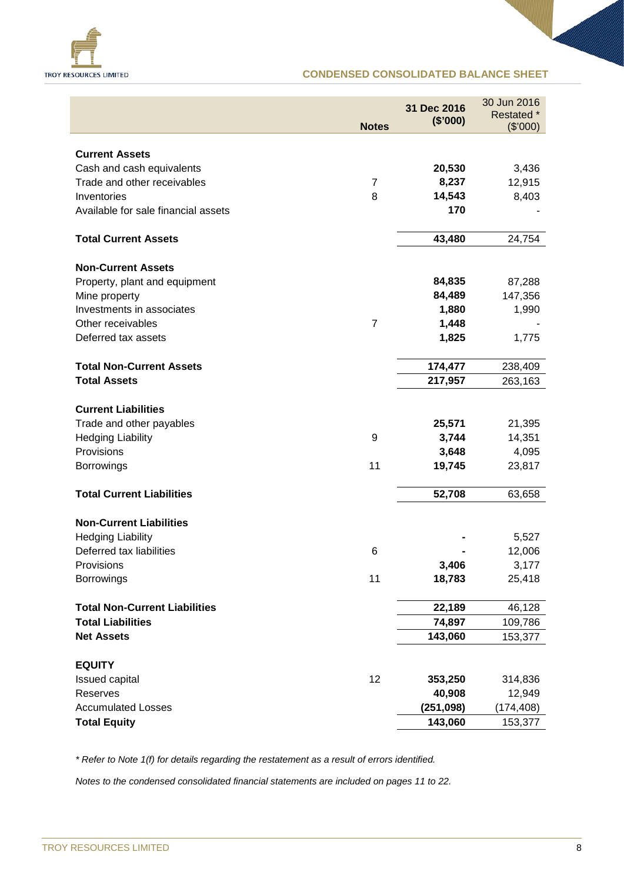## CONDENSED CONSOLIDATED BALANCE SHEET

| | Notes | 31 Dec 2016 ($'000) | 30 Jun 2016 Restated * ($'000) |
|---|---|---|---|
| **Current Assets** | | | |
| Cash and cash equivalents | | **20,530** | 3,436 |
| Trade and other receivables | 7 | **8,237** | 12,915 |
| Inventories | 8 | **14,543** | 8,403 |
| Available for sale financial assets | | **170** | - |
| **Total Current Assets** | | **43,480** | 24,754 |
| **Non-Current Assets** | | | |
| Property, plant and equipment | | **84,835** | 87,288 |
| Mine property | | **84,489** | 147,356 |
| Investments in associates | | **1,880** | 1,990 |
| Other receivables | 7 | **1,448** | - |
| Deferred tax assets | | **1,825** | 1,775 |
| **Total Non-Current Assets** | | **174,477** | 238,409 |
| **Total Assets** | | **217,957** | 263,163 |
| **Current Liabilities** | | | |
| Trade and other payables | | **25,571** | 21,395 |
| Hedging Liability | 9 | **3,744** | 14,351 |
| Provisions | | **3,648** | 4,095 |
| Borrowings | 11 | **19,745** | 23,817 |
| **Total Current Liabilities** | | **52,708** | 63,658 |
| **Non-Current Liabilities** | | | |
| Hedging Liability | | **-** | 5,527 |
| Deferred tax liabilities | 6 | **-** | 12,006 |
| Provisions | | **3,406** | 3,177 |
| Borrowings | 11 | **18,783** | 25,418 |
| **Total Non-Current Liabilities** | | **22,189** | 46,128 |
| **Total Liabilities** | | **74,897** | 109,786 |
| **Net Assets** | | **143,060** | 153,377 |
| **EQUITY** | | | |
| Issued capital | 12 | **353,250** | 314,836 |
| Reserves | | **40,908** | 12,949 |
| Accumulated Losses | | **(251,098)** | (174,408) |
| **Total Equity** | | **143,060** | 153,377 |

*\* Refer to Note 1(f) for details regarding the restatement as a result of errors identified.*

*Notes to the condensed consolidated financial statements are included on pages 11 to 22.*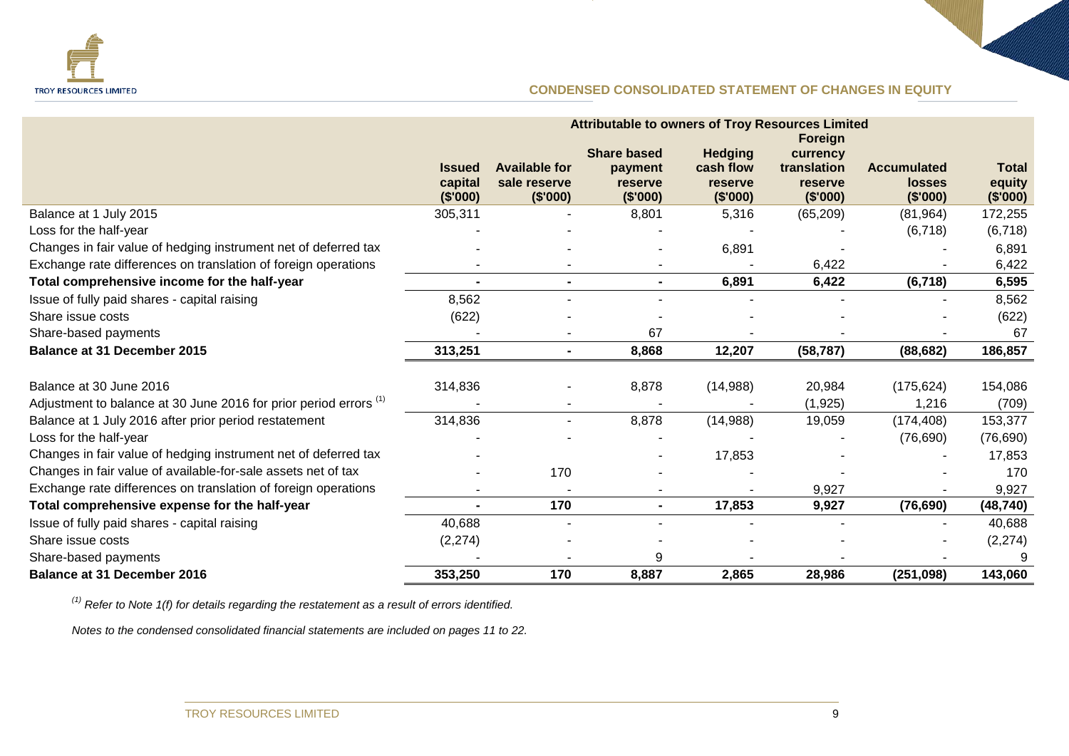## CONDENSED CONSOLIDATED STATEMENT OF CHANGES IN EQUITY

| | Attributable to owners of Troy Resources Limited | | | | | | |
|---|---|---|---|---|---|---|---|
| | Issued capital ($'000) | Available for sale reserve ($'000) | Share based payment reserve ($'000) | Hedging cash flow reserve ($'000) | Foreign currency translation reserve ($'000) | Accumulated losses ($'000) | Total equity ($'000) |
| Balance at 1 July 2015 | 305,311 | - | 8,801 | 5,316 | (65,209) | (81,964) | 172,255 |
| Loss for the half-year | - | - | - | - | - | (6,718) | (6,718) |
| Changes in fair value of hedging instrument net of deferred tax | - | - | - | 6,891 | - | - | 6,891 |
| Exchange rate differences on translation of foreign operations | - | - | - | - | 6,422 | - | 6,422 |
| **Total comprehensive income for the half-year** | **-** | **-** | **-** | **6,891** | **6,422** | **(6,718)** | **6,595** |
| Issue of fully paid shares - capital raising | 8,562 | - | - | - | - | - | 8,562 |
| Share issue costs | (622) | - | - | - | - | - | (622) |
| Share-based payments | - | - | 67 | - | - | - | 67 |
| **Balance at 31 December 2015** | **313,251** | **-** | **8,868** | **12,207** | **(58,787)** | **(88,682)** | **186,857** |
| | | | | | | | |
| Balance at 30 June 2016 | 314,836 | - | 8,878 | (14,988) | 20,984 | (175,624) | 154,086 |
| Adjustment to balance at 30 June 2016 for prior period errors [(1)] | - | - | - | - | (1,925) | 1,216 | (709) |
| Balance at 1 July 2016 after prior period restatement | 314,836 | - | 8,878 | (14,988) | 19,059 | (174,408) | 153,377 |
| Loss for the half-year | - | - | - | - | - | (76,690) | (76,690) |
| Changes in fair value of hedging instrument net of deferred tax | - | | - | 17,853 | - | - | 17,853 |
| Changes in fair value of available-for-sale assets net of tax | - | 170 | - | - | - | - | 170 |
| Exchange rate differences on translation of foreign operations | - | - | - | - | 9,927 | - | 9,927 |
| **Total comprehensive expense for the half-year** | **-** | **170** | **-** | **17,853** | **9,927** | **(76,690)** | **(48,740)** |
| Issue of fully paid shares - capital raising | 40,688 | - | - | - | - | - | 40,688 |
| Share issue costs | (2,274) | - | - | - | - | - | (2,274) |
| Share-based payments | - | - | 9 | - | - | - | 9 |
| **Balance at 31 December 2016** | **353,250** | **170** | **8,887** | **2,865** | **28,986** | **(251,098)** | **143,060** |

*[(1)] Refer to Note 1(f) for details regarding the restatement as a result of errors identified.*

*Notes to the condensed consolidated financial statements are included on pages 11 to 22.*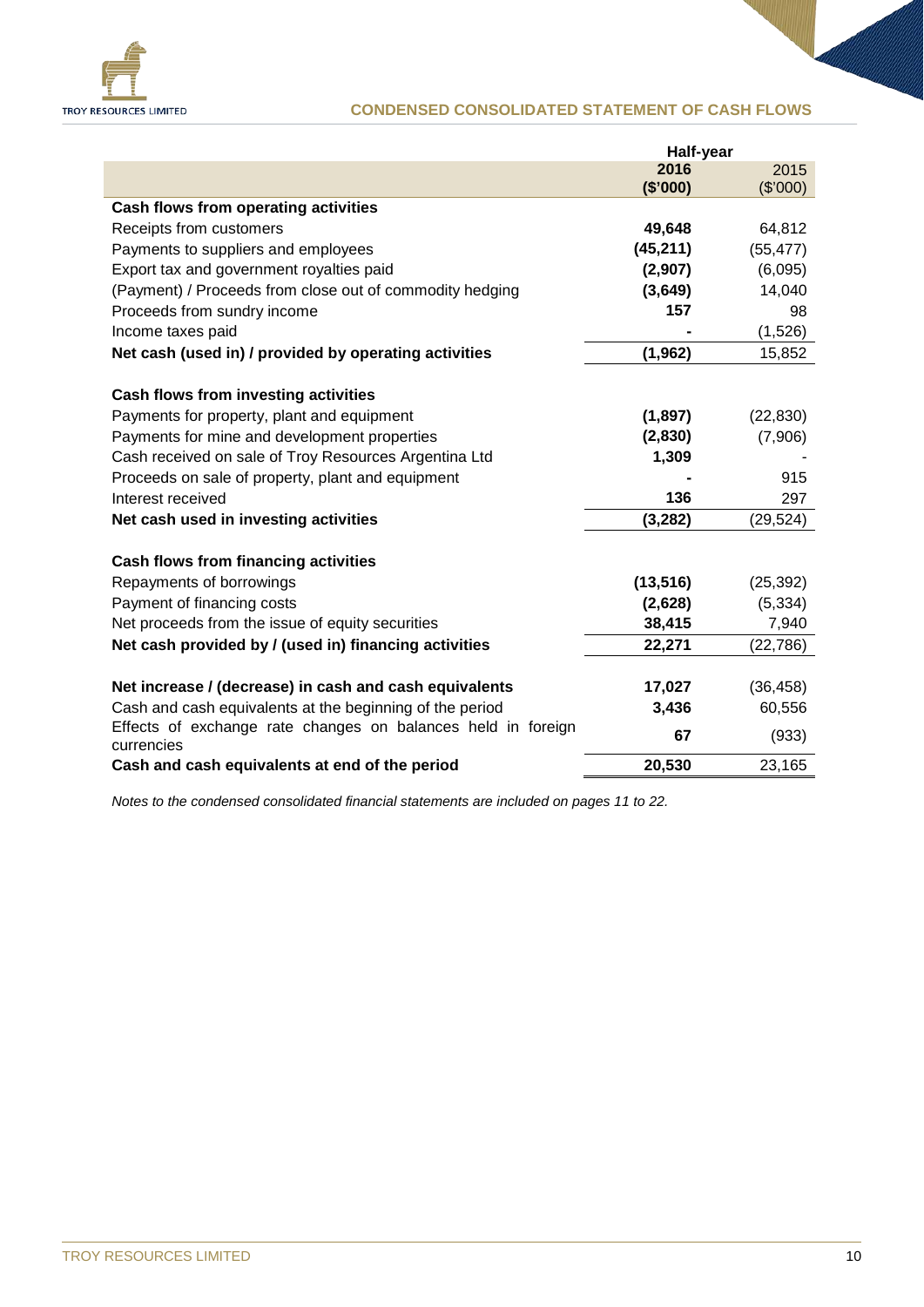## CONDENSED CONSOLIDATED STATEMENT OF CASH FLOWS

| | Half-year | |
|---|---|---|
| | **2016 ($'000)** | 2015 ($'000) |
| **Cash flows from operating activities** | | |
| Receipts from customers | **49,648** | 64,812 |
| Payments to suppliers and employees | **(45,211)** | (55,477) |
| Export tax and government royalties paid | **(2,907)** | (6,095) |
| (Payment) / Proceeds from close out of commodity hedging | **(3,649)** | 14,040 |
| Proceeds from sundry income | **157** | 98 |
| Income taxes paid | **-** | (1,526) |
| **Net cash (used in) / provided by operating activities** | **(1,962)** | 15,852 |
| | | |
| **Cash flows from investing activities** | | |
| Payments for property, plant and equipment | **(1,897)** | (22,830) |
| Payments for mine and development properties | **(2,830)** | (7,906) |
| Cash received on sale of Troy Resources Argentina Ltd | **1,309** | - |
| Proceeds on sale of property, plant and equipment | **-** | 915 |
| Interest received | **136** | 297 |
| **Net cash used in investing activities** | **(3,282)** | (29,524) |
| | | |
| **Cash flows from financing activities** | | |
| Repayments of borrowings | **(13,516)** | (25,392) |
| Payment of financing costs | **(2,628)** | (5,334) |
| Net proceeds from the issue of equity securities | **38,415** | 7,940 |
| **Net cash provided by / (used in) financing activities** | **22,271** | (22,786) |
| | | |
| **Net increase / (decrease) in cash and cash equivalents** | **17,027** | (36,458) |
| Cash and cash equivalents at the beginning of the period | **3,436** | 60,556 |
| Effects of exchange rate changes on balances held in foreign currencies | **67** | (933) |
| **Cash and cash equivalents at end of the period** | **20,530** | 23,165 |

*Notes to the condensed consolidated financial statements are included on pages 11 to 22.*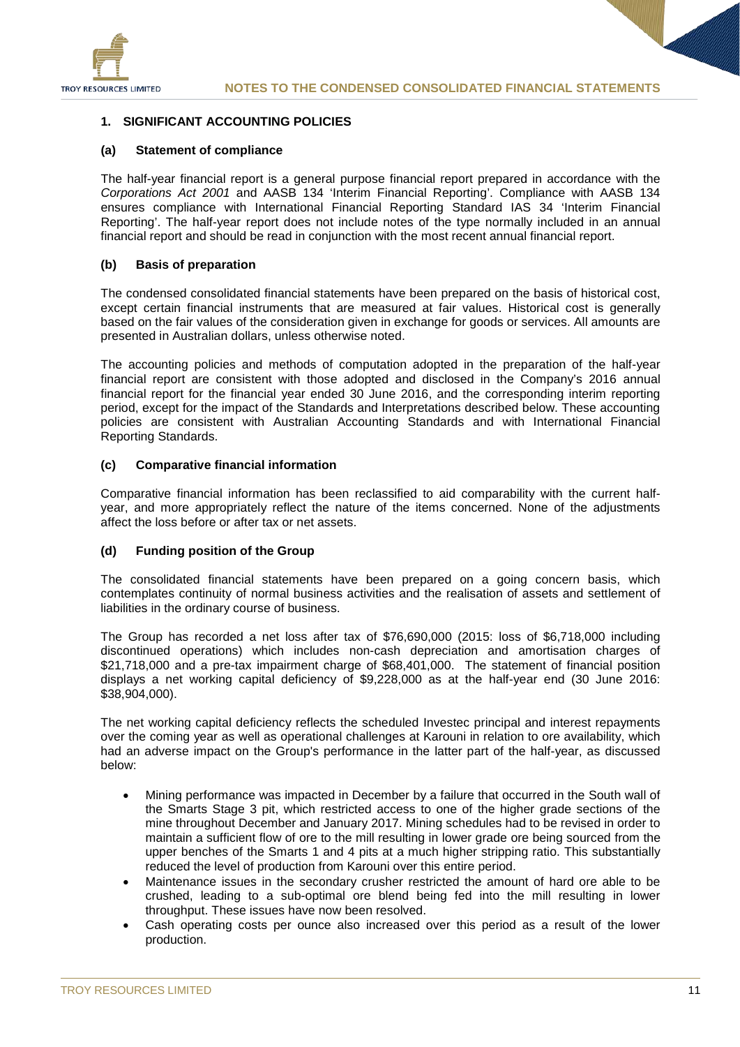## 1. SIGNIFICANT ACCOUNTING POLICIES

### (a) Statement of compliance

The half-year financial report is a general purpose financial report prepared in accordance with the *Corporations Act 2001* and AASB 134 'Interim Financial Reporting'. Compliance with AASB 134 ensures compliance with International Financial Reporting Standard IAS 34 'Interim Financial Reporting'. The half-year report does not include notes of the type normally included in an annual financial report and should be read in conjunction with the most recent annual financial report.

### (b) Basis of preparation

The condensed consolidated financial statements have been prepared on the basis of historical cost, except certain financial instruments that are measured at fair values. Historical cost is generally based on the fair values of the consideration given in exchange for goods or services. All amounts are presented in Australian dollars, unless otherwise noted.

The accounting policies and methods of computation adopted in the preparation of the half-year financial report are consistent with those adopted and disclosed in the Company's 2016 annual financial report for the financial year ended 30 June 2016, and the corresponding interim reporting period, except for the impact of the Standards and Interpretations described below. These accounting policies are consistent with Australian Accounting Standards and with International Financial Reporting Standards.

### (c) Comparative financial information

Comparative financial information has been reclassified to aid comparability with the current half-year, and more appropriately reflect the nature of the items concerned. None of the adjustments affect the loss before or after tax or net assets.

### (d) Funding position of the Group

The consolidated financial statements have been prepared on a going concern basis, which contemplates continuity of normal business activities and the realisation of assets and settlement of liabilities in the ordinary course of business.

The Group has recorded a net loss after tax of $76,690,000 (2015: loss of $6,718,000 including discontinued operations) which includes non-cash depreciation and amortisation charges of $21,718,000 and a pre-tax impairment charge of $68,401,000. The statement of financial position displays a net working capital deficiency of $9,228,000 as at the half-year end (30 June 2016: $38,904,000).

The net working capital deficiency reflects the scheduled Investec principal and interest repayments over the coming year as well as operational challenges at Karouni in relation to ore availability, which had an adverse impact on the Group's performance in the latter part of the half-year, as discussed below:

- Mining performance was impacted in December by a failure that occurred in the South wall of the Smarts Stage 3 pit, which restricted access to one of the higher grade sections of the mine throughout December and January 2017. Mining schedules had to be revised in order to maintain a sufficient flow of ore to the mill resulting in lower grade ore being sourced from the upper benches of the Smarts 1 and 4 pits at a much higher stripping ratio. This substantially reduced the level of production from Karouni over this entire period.
- Maintenance issues in the secondary crusher restricted the amount of hard ore able to be crushed, leading to a sub-optimal ore blend being fed into the mill resulting in lower throughput. These issues have now been resolved.
- Cash operating costs per ounce also increased over this period as a result of the lower production.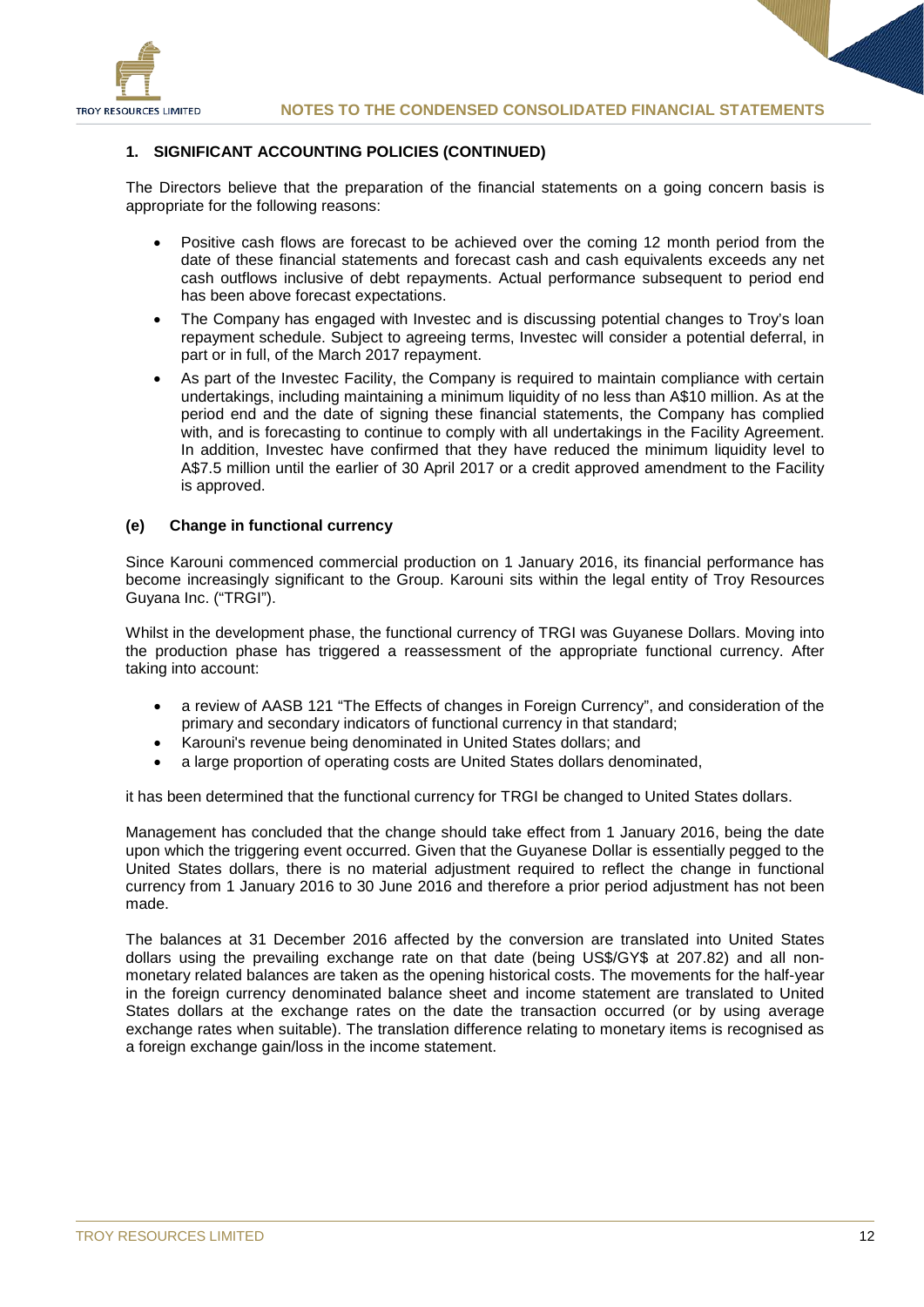### 1. SIGNIFICANT ACCOUNTING POLICIES (CONTINUED)

The Directors believe that the preparation of the financial statements on a going concern basis is appropriate for the following reasons:

- Positive cash flows are forecast to be achieved over the coming 12 month period from the date of these financial statements and forecast cash and cash equivalents exceeds any net cash outflows inclusive of debt repayments. Actual performance subsequent to period end has been above forecast expectations.
- The Company has engaged with Investec and is discussing potential changes to Troy's loan repayment schedule. Subject to agreeing terms, Investec will consider a potential deferral, in part or in full, of the March 2017 repayment.
- As part of the Investec Facility, the Company is required to maintain compliance with certain undertakings, including maintaining a minimum liquidity of no less than A$10 million. As at the period end and the date of signing these financial statements, the Company has complied with, and is forecasting to continue to comply with all undertakings in the Facility Agreement. In addition, Investec have confirmed that they have reduced the minimum liquidity level to A$7.5 million until the earlier of 30 April 2017 or a credit approved amendment to the Facility is approved.

#### (e) Change in functional currency

Since Karouni commenced commercial production on 1 January 2016, its financial performance has become increasingly significant to the Group. Karouni sits within the legal entity of Troy Resources Guyana Inc. ("TRGI").

Whilst in the development phase, the functional currency of TRGI was Guyanese Dollars. Moving into the production phase has triggered a reassessment of the appropriate functional currency. After taking into account:

- a review of AASB 121 "The Effects of changes in Foreign Currency", and consideration of the primary and secondary indicators of functional currency in that standard;
- Karouni's revenue being denominated in United States dollars; and
- a large proportion of operating costs are United States dollars denominated,

it has been determined that the functional currency for TRGI be changed to United States dollars.

Management has concluded that the change should take effect from 1 January 2016, being the date upon which the triggering event occurred. Given that the Guyanese Dollar is essentially pegged to the United States dollars, there is no material adjustment required to reflect the change in functional currency from 1 January 2016 to 30 June 2016 and therefore a prior period adjustment has not been made.

The balances at 31 December 2016 affected by the conversion are translated into United States dollars using the prevailing exchange rate on that date (being US$/GY$ at 207.82) and all non-monetary related balances are taken as the opening historical costs. The movements for the half-year in the foreign currency denominated balance sheet and income statement are translated to United States dollars at the exchange rates on the date the transaction occurred (or by using average exchange rates when suitable). The translation difference relating to monetary items is recognised as a foreign exchange gain/loss in the income statement.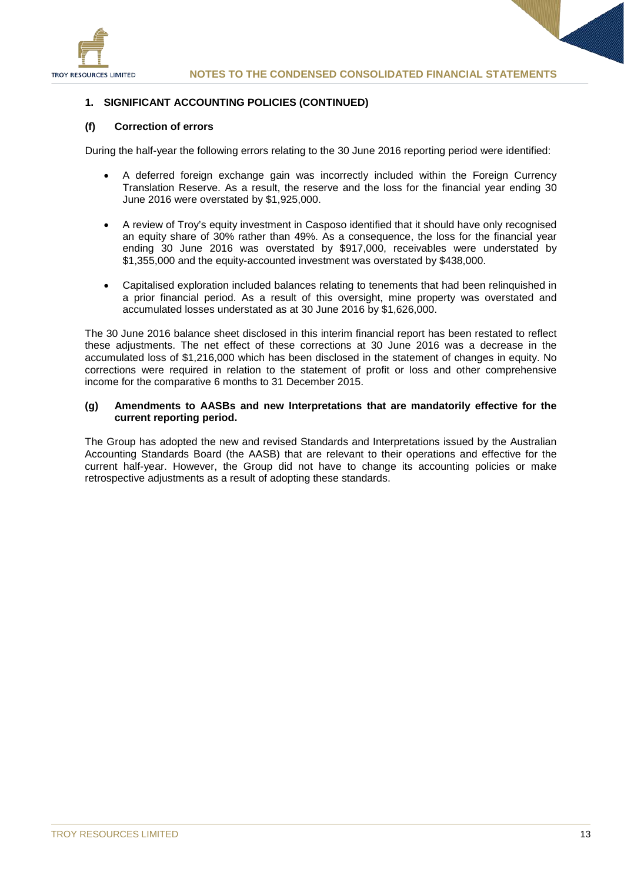## 1. SIGNIFICANT ACCOUNTING POLICIES (CONTINUED)

### (f) Correction of errors

During the half-year the following errors relating to the 30 June 2016 reporting period were identified:

- A deferred foreign exchange gain was incorrectly included within the Foreign Currency Translation Reserve. As a result, the reserve and the loss for the financial year ending 30 June 2016 were overstated by $1,925,000.

- A review of Troy's equity investment in Casposo identified that it should have only recognised an equity share of 30% rather than 49%. As a consequence, the loss for the financial year ending 30 June 2016 was overstated by $917,000, receivables were understated by $1,355,000 and the equity-accounted investment was overstated by $438,000.

- Capitalised exploration included balances relating to tenements that had been relinquished in a prior financial period. As a result of this oversight, mine property was overstated and accumulated losses understated as at 30 June 2016 by $1,626,000.

The 30 June 2016 balance sheet disclosed in this interim financial report has been restated to reflect these adjustments. The net effect of these corrections at 30 June 2016 was a decrease in the accumulated loss of $1,216,000 which has been disclosed in the statement of changes in equity. No corrections were required in relation to the statement of profit or loss and other comprehensive income for the comparative 6 months to 31 December 2015.

### (g) Amendments to AASBs and new Interpretations that are mandatorily effective for the current reporting period.

The Group has adopted the new and revised Standards and Interpretations issued by the Australian Accounting Standards Board (the AASB) that are relevant to their operations and effective for the current half-year. However, the Group did not have to change its accounting policies or make retrospective adjustments as a result of adopting these standards.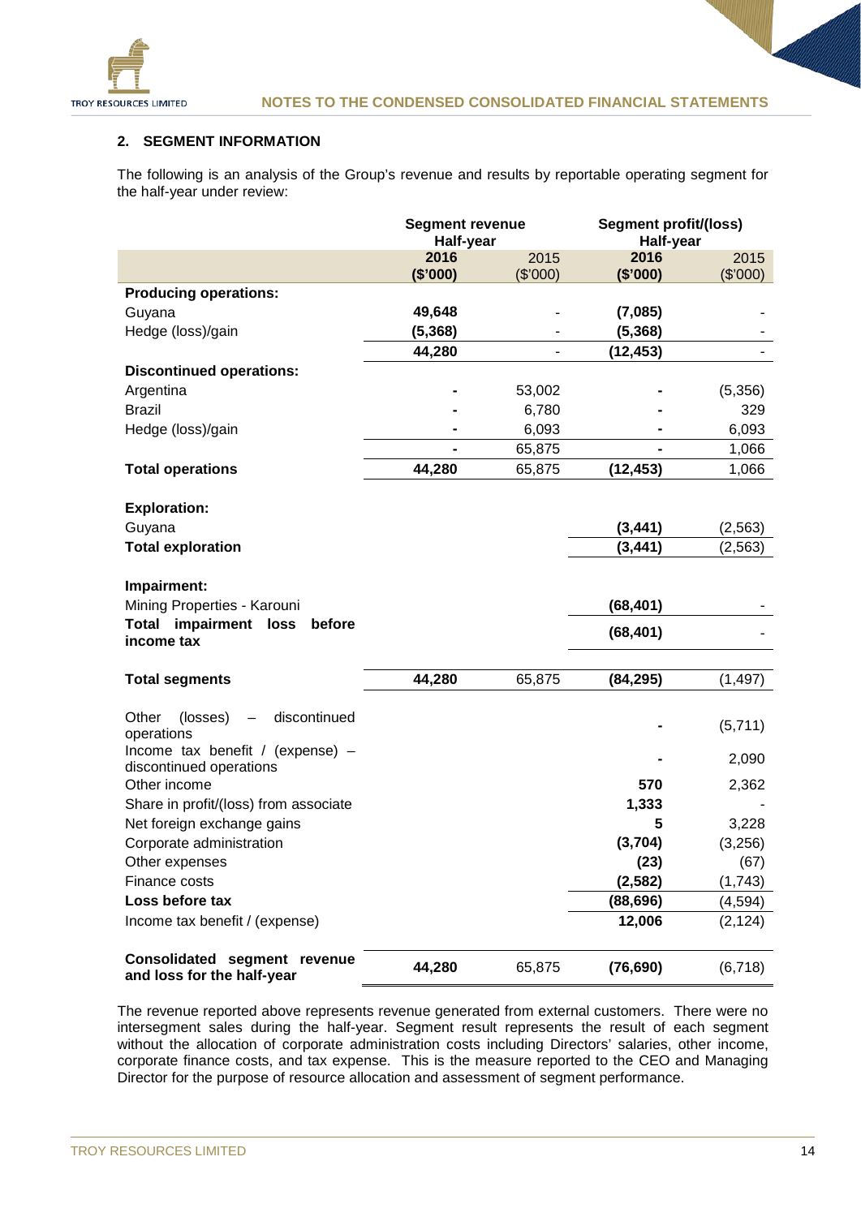## 2. SEGMENT INFORMATION

The following is an analysis of the Group's revenue and results by reportable operating segment for the half-year under review:

| | Segment revenue Half-year | | Segment profit/(loss) Half-year | |
|---|---|---|---|---|
| | **2016 ($'000)** | 2015 ($'000) | **2016 ($'000)** | 2015 ($'000) |
| **Producing operations:** | | | | |
| Guyana | **49,648** | - | **(7,085)** | - |
| Hedge (loss)/gain | **(5,368)** | - | **(5,368)** | - |
| | **44,280** | - | **(12,453)** | - |
| **Discontinued operations:** | | | | |
| Argentina | **-** | 53,002 | **-** | (5,356) |
| Brazil | **-** | 6,780 | **-** | 329 |
| Hedge (loss)/gain | **-** | 6,093 | **-** | 6,093 |
| | **-** | 65,875 | **-** | 1,066 |
| **Total operations** | **44,280** | 65,875 | **(12,453)** | 1,066 |
| **Exploration:** | | | | |
| Guyana | | | **(3,441)** | (2,563) |
| **Total exploration** | | | **(3,441)** | (2,563) |
| **Impairment:** | | | | |
| Mining Properties - Karouni | | | **(68,401)** | - |
| **Total impairment loss before income tax** | | | **(68,401)** | - |
| **Total segments** | **44,280** | 65,875 | **(84,295)** | (1,497) |
| Other (losses) – discontinued operations | | | **-** | (5,711) |
| Income tax benefit / (expense) – discontinued operations | | | **-** | 2,090 |
| Other income | | | **570** | 2,362 |
| Share in profit/(loss) from associate | | | **1,333** | - |
| Net foreign exchange gains | | | **5** | 3,228 |
| Corporate administration | | | **(3,704)** | (3,256) |
| Other expenses | | | **(23)** | (67) |
| Finance costs | | | **(2,582)** | (1,743) |
| **Loss before tax** | | | **(88,696)** | (4,594) |
| Income tax benefit / (expense) | | | **12,006** | (2,124) |
| **Consolidated segment revenue and loss for the half-year** | **44,280** | 65,875 | **(76,690)** | (6,718) |

The revenue reported above represents revenue generated from external customers. There were no intersegment sales during the half-year. Segment result represents the result of each segment without the allocation of corporate administration costs including Directors' salaries, other income, corporate finance costs, and tax expense. This is the measure reported to the CEO and Managing Director for the purpose of resource allocation and assessment of segment performance.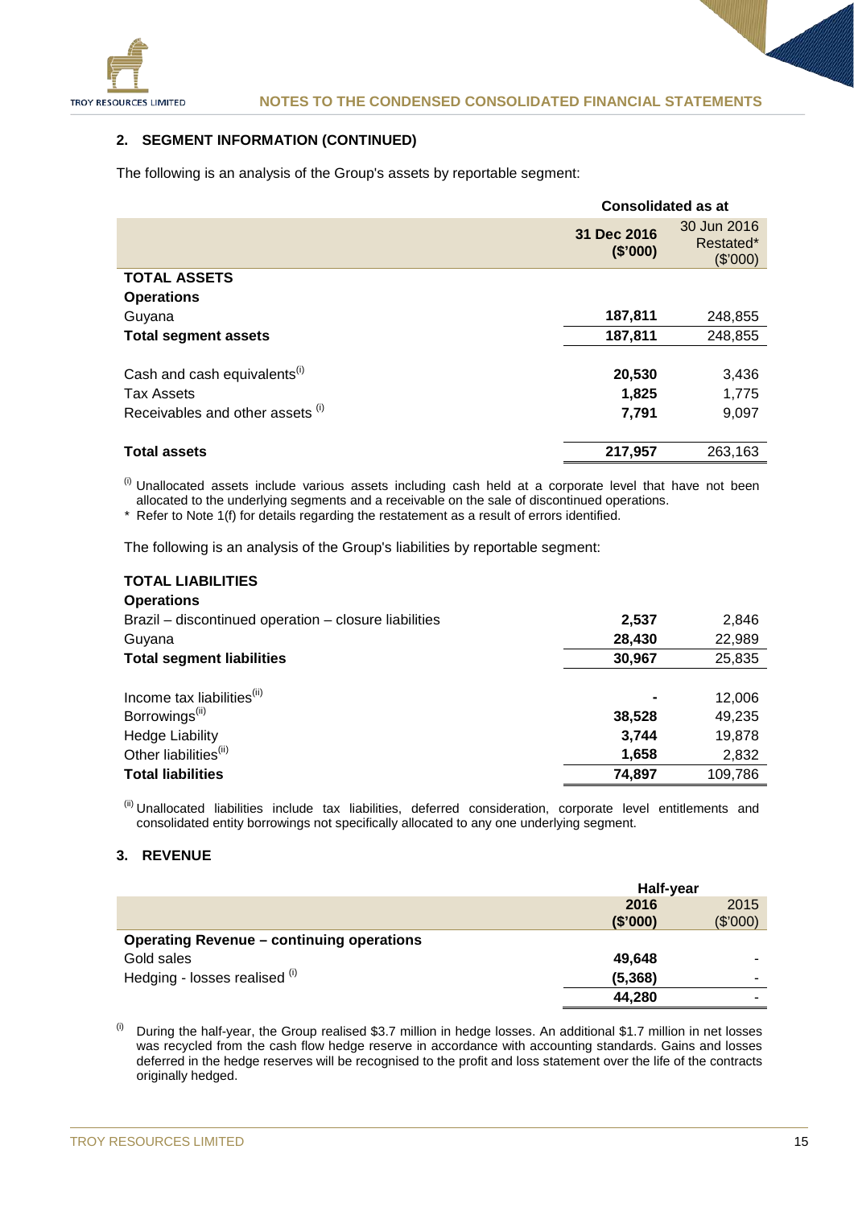## 2. SEGMENT INFORMATION (CONTINUED)

The following is an analysis of the Group's assets by reportable segment:

| | Consolidated as at | |
|---|---|---|
| | **31 Dec 2016 ($'000)** | 30 Jun 2016 Restated* ($'000) |
| **TOTAL ASSETS** | | |
| **Operations** | | |
| Guyana | **187,811** | 248,855 |
| **Total segment assets** | **187,811** | 248,855 |
| | | |
| Cash and cash equivalents[(i)] | **20,530** | 3,436 |
| Tax Assets | **1,825** | 1,775 |
| Receivables and other assets [(i)] | **7,791** | 9,097 |
| | | |
| **Total assets** | **217,957** | 263,163 |

[(i)] Unallocated assets include various assets including cash held at a corporate level that have not been allocated to the underlying segments and a receivable on the sale of discontinued operations.

\* Refer to Note 1(f) for details regarding the restatement as a result of errors identified.

The following is an analysis of the Group's liabilities by reportable segment:

| | 31 Dec 2016 ($'000) | 30 Jun 2016 Restated* ($'000) |
|---|---|---|
| **TOTAL LIABILITIES** | | |
| **Operations** | | |
| Brazil – discontinued operation – closure liabilities | **2,537** | 2,846 |
| Guyana | **28,430** | 22,989 |
| **Total segment liabilities** | **30,967** | 25,835 |
| | | |
| Income tax liabilities[(ii)] | **-** | 12,006 |
| Borrowings[(ii)] | **38,528** | 49,235 |
| Hedge Liability | **3,744** | 19,878 |
| Other liabilities[(ii)] | **1,658** | 2,832 |
| **Total liabilities** | **74,897** | 109,786 |

[(ii)] Unallocated liabilities include tax liabilities, deferred consideration, corporate level entitlements and consolidated entity borrowings not specifically allocated to any one underlying segment.

## 3. REVENUE

| | Half-year | |
|---|---|---|
| | **2016 ($'000)** | 2015 ($'000) |
| **Operating Revenue – continuing operations** | | |
| Gold sales | **49,648** | - |
| Hedging - losses realised [(i)] | **(5,368)** | - |
| | **44,280** | - |

[(i)] During the half-year, the Group realised $3.7 million in hedge losses. An additional $1.7 million in net losses was recycled from the cash flow hedge reserve in accordance with accounting standards. Gains and losses deferred in the hedge reserves will be recognised to the profit and loss statement over the life of the contracts originally hedged.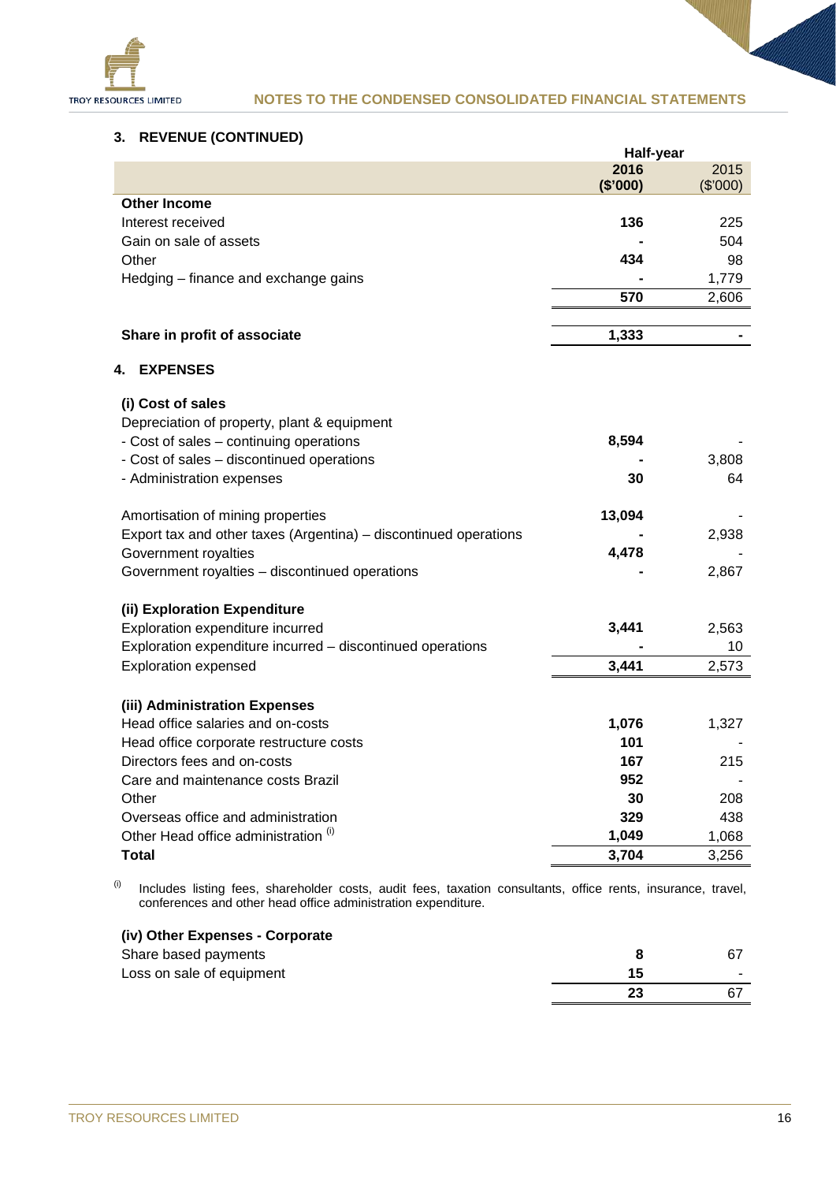### 3. REVENUE (CONTINUED)

| | Half-year | |
|---|---|---|
| | **2016 ($'000)** | 2015 ($'000) |
| **Other Income** | | |
| Interest received | **136** | 225 |
| Gain on sale of assets | **-** | 504 |
| Other | **434** | 98 |
| Hedging – finance and exchange gains | **-** | 1,779 |
| | **570** | 2,606 |
| | | |
| **Share in profit of associate** | **1,333** | - |

### 4. EXPENSES

| | 2016 ($'000) | 2015 ($'000) |
|---|---|---|
| **(i) Cost of sales** | | |
| Depreciation of property, plant & equipment | | |
| - Cost of sales – continuing operations | **8,594** | - |
| - Cost of sales – discontinued operations | **-** | 3,808 |
| - Administration expenses | **30** | 64 |
| | | |
| Amortisation of mining properties | **13,094** | - |
| Export tax and other taxes (Argentina) – discontinued operations | **-** | 2,938 |
| Government royalties | **4,478** | - |
| Government royalties – discontinued operations | **-** | 2,867 |
| | | |
| **(ii) Exploration Expenditure** | | |
| Exploration expenditure incurred | **3,441** | 2,563 |
| Exploration expenditure incurred – discontinued operations | **-** | 10 |
| Exploration expensed | **3,441** | 2,573 |
| | | |
| **(iii) Administration Expenses** | | |
| Head office salaries and on-costs | **1,076** | 1,327 |
| Head office corporate restructure costs | **101** | - |
| Directors fees and on-costs | **167** | 215 |
| Care and maintenance costs Brazil | **952** | - |
| Other | **30** | 208 |
| Overseas office and administration | **329** | 438 |
| Other Head office administration [(i)] | **1,049** | 1,068 |
| **Total** | **3,704** | 3,256 |

[(i)] Includes listing fees, shareholder costs, audit fees, taxation consultants, office rents, insurance, travel, conferences and other head office administration expenditure.

| | 2016 ($'000) | 2015 ($'000) |
|---|---|---|
| **(iv) Other Expenses - Corporate** | | |
| Share based payments | **8** | 67 |
| Loss on sale of equipment | **15** | - |
| | **23** | 67 |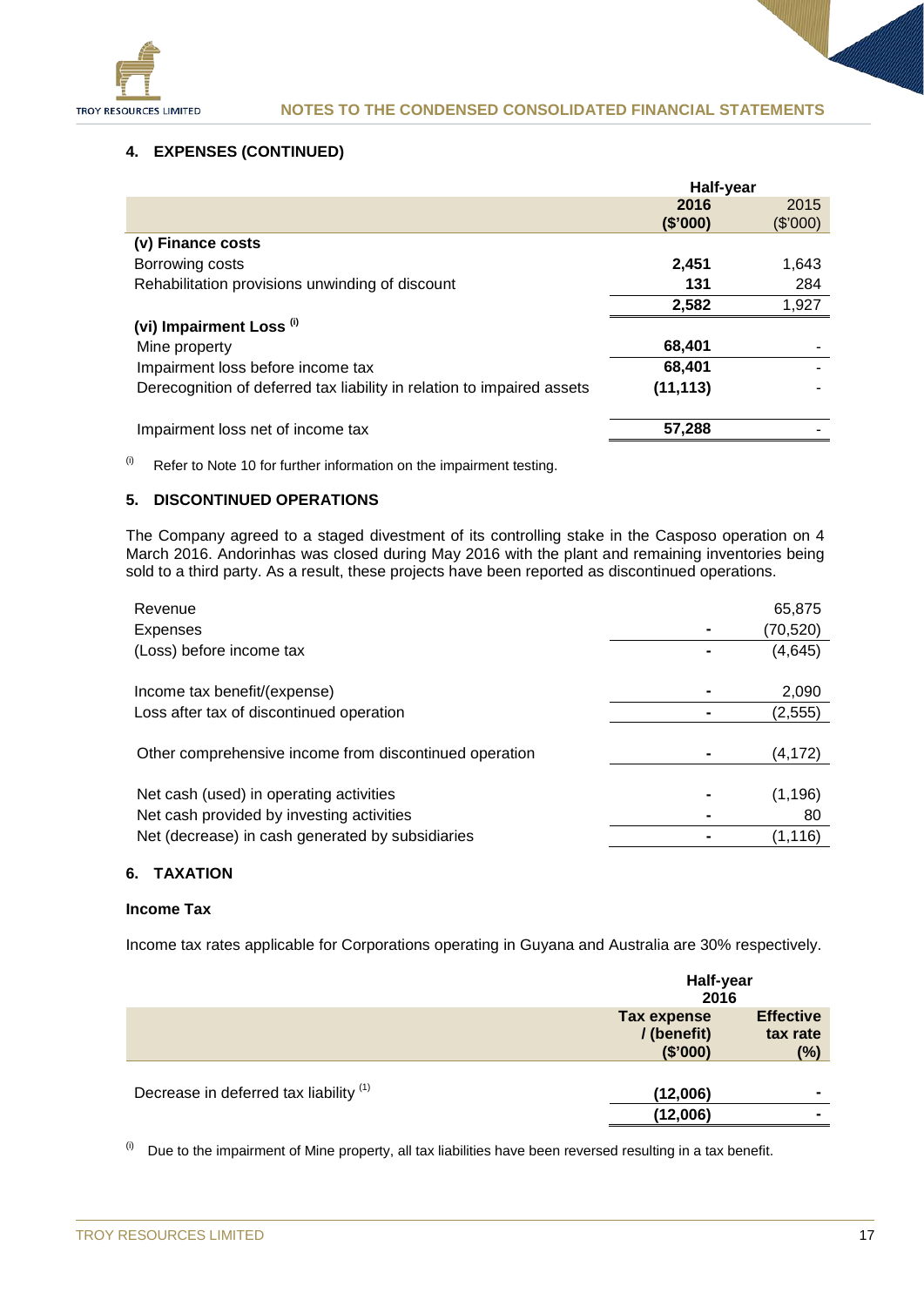## 4. EXPENSES (CONTINUED)

| | Half-year | |
|---|---|---|
| | **2016 ($'000)** | 2015 ($'000) |
| **(v) Finance costs** | | |
| Borrowing costs | **2,451** | 1,643 |
| Rehabilitation provisions unwinding of discount | **131** | 284 |
| | **2,582** | 1,927 |
| **(vi) Impairment Loss [(i)]** | | |
| Mine property | **68,401** | - |
| Impairment loss before income tax | **68,401** | - |
| Derecognition of deferred tax liability in relation to impaired assets | **(11,113)** | - |
| Impairment loss net of income tax | **57,288** | - |

[(i)] Refer to Note 10 for further information on the impairment testing.

## 5. DISCONTINUED OPERATIONS

The Company agreed to a staged divestment of its controlling stake in the Casposo operation on 4 March 2016. Andorinhas was closed during May 2016 with the plant and remaining inventories being sold to a third party. As a result, these projects have been reported as discontinued operations.

| | | |
|---|---|---|
| Revenue | | 65,875 |
| Expenses | **-** | (70,520) |
| (Loss) before income tax | **-** | (4,645) |
| Income tax benefit/(expense) | **-** | 2,090 |
| Loss after tax of discontinued operation | **-** | (2,555) |
| Other comprehensive income from discontinued operation | **-** | (4,172) |
| Net cash (used) in operating activities | **-** | (1,196) |
| Net cash provided by investing activities | **-** | 80 |
| Net (decrease) in cash generated by subsidiaries | **-** | (1,116) |

## 6. TAXATION

### Income Tax

Income tax rates applicable for Corporations operating in Guyana and Australia are 30% respectively.

| | Half-year 2016 | |
|---|---|---|
| | **Tax expense / (benefit) ($'000)** | **Effective tax rate (%)** |
| Decrease in deferred tax liability [(1)] | **(12,006)** | **-** |
| | **(12,006)** | **-** |

[(i)] Due to the impairment of Mine property, all tax liabilities have been reversed resulting in a tax benefit.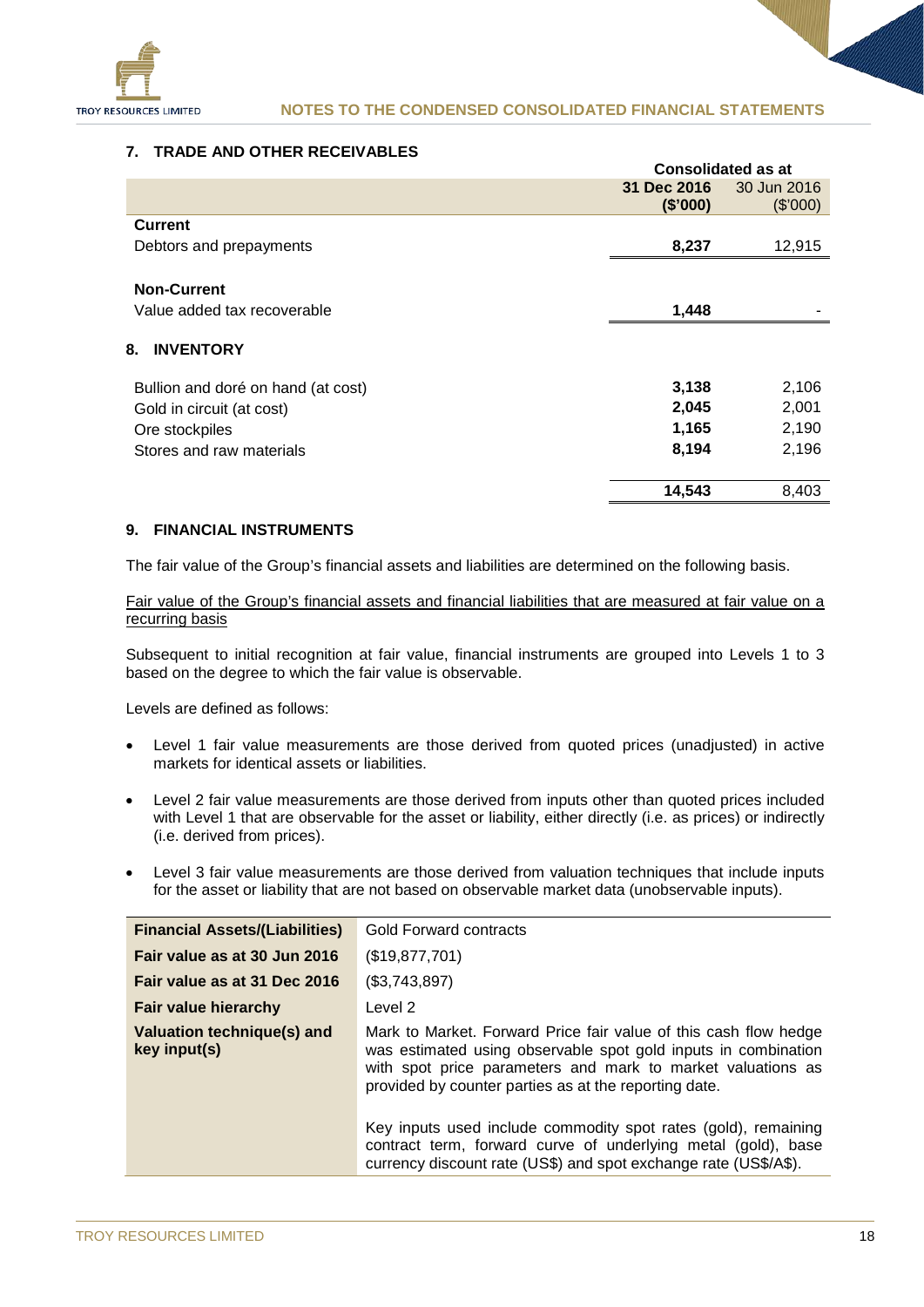## 7. TRADE AND OTHER RECEIVABLES

| | Consolidated as at | |
|---|---|---|
| | **31 Dec 2016 ($'000)** | 30 Jun 2016 ($'000) |
| **Current** | | |
| Debtors and prepayments | **8,237** | 12,915 |
| **Non-Current** | | |
| Value added tax recoverable | **1,448** | - |

## 8. INVENTORY

| | 31 Dec 2016 ($'000) | 30 Jun 2016 ($'000) |
|---|---|---|
| Bullion and doré on hand (at cost) | **3,138** | 2,106 |
| Gold in circuit (at cost) | **2,045** | 2,001 |
| Ore stockpiles | **1,165** | 2,190 |
| Stores and raw materials | **8,194** | 2,196 |
| | **14,543** | 8,403 |

## 9. FINANCIAL INSTRUMENTS

The fair value of the Group's financial assets and liabilities are determined on the following basis.

Fair value of the Group's financial assets and financial liabilities that are measured at fair value on a recurring basis

Subsequent to initial recognition at fair value, financial instruments are grouped into Levels 1 to 3 based on the degree to which the fair value is observable.

Levels are defined as follows:

- Level 1 fair value measurements are those derived from quoted prices (unadjusted) in active markets for identical assets or liabilities.
- Level 2 fair value measurements are those derived from inputs other than quoted prices included with Level 1 that are observable for the asset or liability, either directly (i.e. as prices) or indirectly (i.e. derived from prices).
- Level 3 fair value measurements are those derived from valuation techniques that include inputs for the asset or liability that are not based on observable market data (unobservable inputs).

| **Financial Assets/(Liabilities)** | Gold Forward contracts |
|---|---|
| **Fair value as at 30 Jun 2016** | ($19,877,701) |
| **Fair value as at 31 Dec 2016** | ($3,743,897) |
| **Fair value hierarchy** | Level 2 |
| **Valuation technique(s) and key input(s)** | Mark to Market. Forward Price fair value of this cash flow hedge was estimated using observable spot gold inputs in combination with spot price parameters and mark to market valuations as provided by counter parties as at the reporting date.<br><br>Key inputs used include commodity spot rates (gold), remaining contract term, forward curve of underlying metal (gold), base currency discount rate (US$) and spot exchange rate (US$/A$). |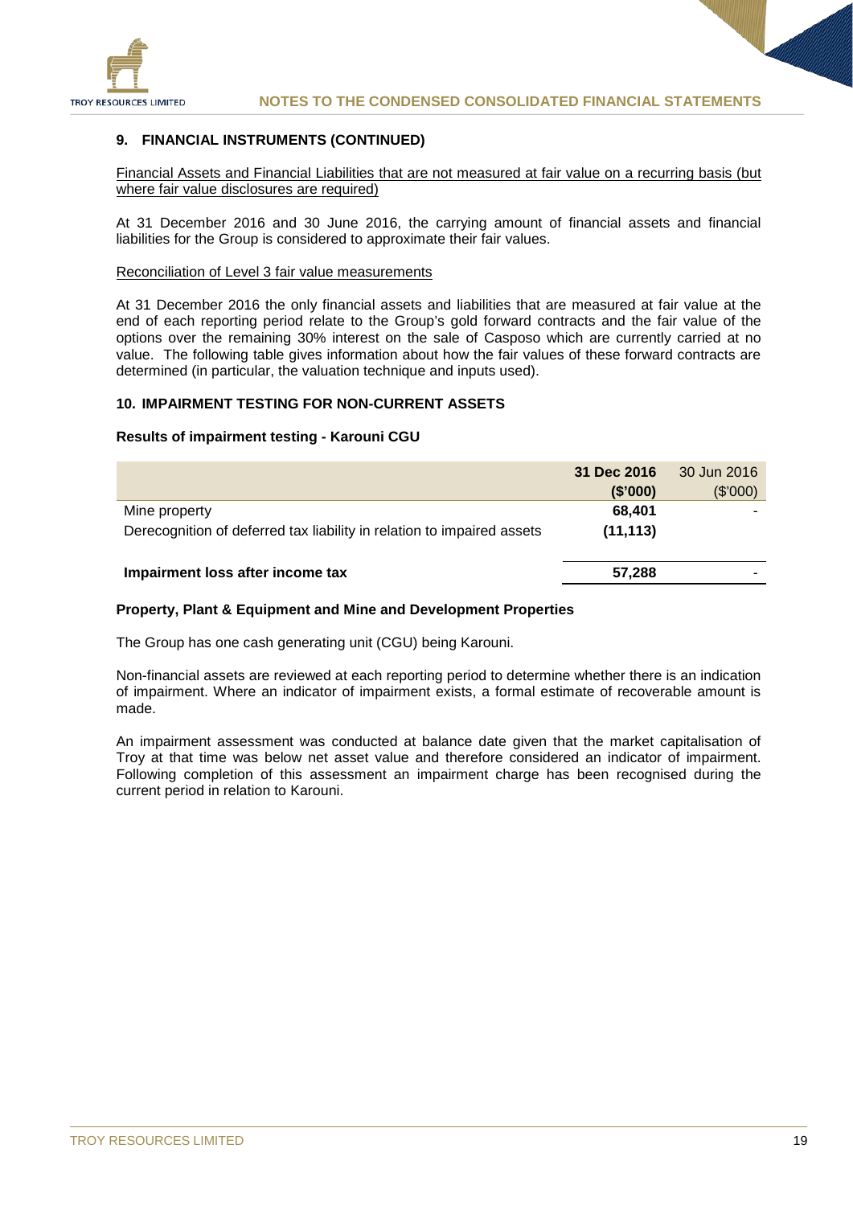### 9. FINANCIAL INSTRUMENTS (CONTINUED)

Financial Assets and Financial Liabilities that are not measured at fair value on a recurring basis (but where fair value disclosures are required)

At 31 December 2016 and 30 June 2016, the carrying amount of financial assets and financial liabilities for the Group is considered to approximate their fair values.

Reconciliation of Level 3 fair value measurements

At 31 December 2016 the only financial assets and liabilities that are measured at fair value at the end of each reporting period relate to the Group's gold forward contracts and the fair value of the options over the remaining 30% interest on the sale of Casposo which are currently carried at no value. The following table gives information about how the fair values of these forward contracts are determined (in particular, the valuation technique and inputs used).

### 10. IMPAIRMENT TESTING FOR NON-CURRENT ASSETS

**Results of impairment testing - Karouni CGU**

| | **31 Dec 2016 (\$'000)** | 30 Jun 2016 (\$'000) |
|---|---|---|
| Mine property | **68,401** | - |
| Derecognition of deferred tax liability in relation to impaired assets | **(11,113)** | |
| **Impairment loss after income tax** | **57,288** | - |

**Property, Plant & Equipment and Mine and Development Properties**

The Group has one cash generating unit (CGU) being Karouni.

Non-financial assets are reviewed at each reporting period to determine whether there is an indication of impairment. Where an indicator of impairment exists, a formal estimate of recoverable amount is made.

An impairment assessment was conducted at balance date given that the market capitalisation of Troy at that time was below net asset value and therefore considered an indicator of impairment. Following completion of this assessment an impairment charge has been recognised during the current period in relation to Karouni.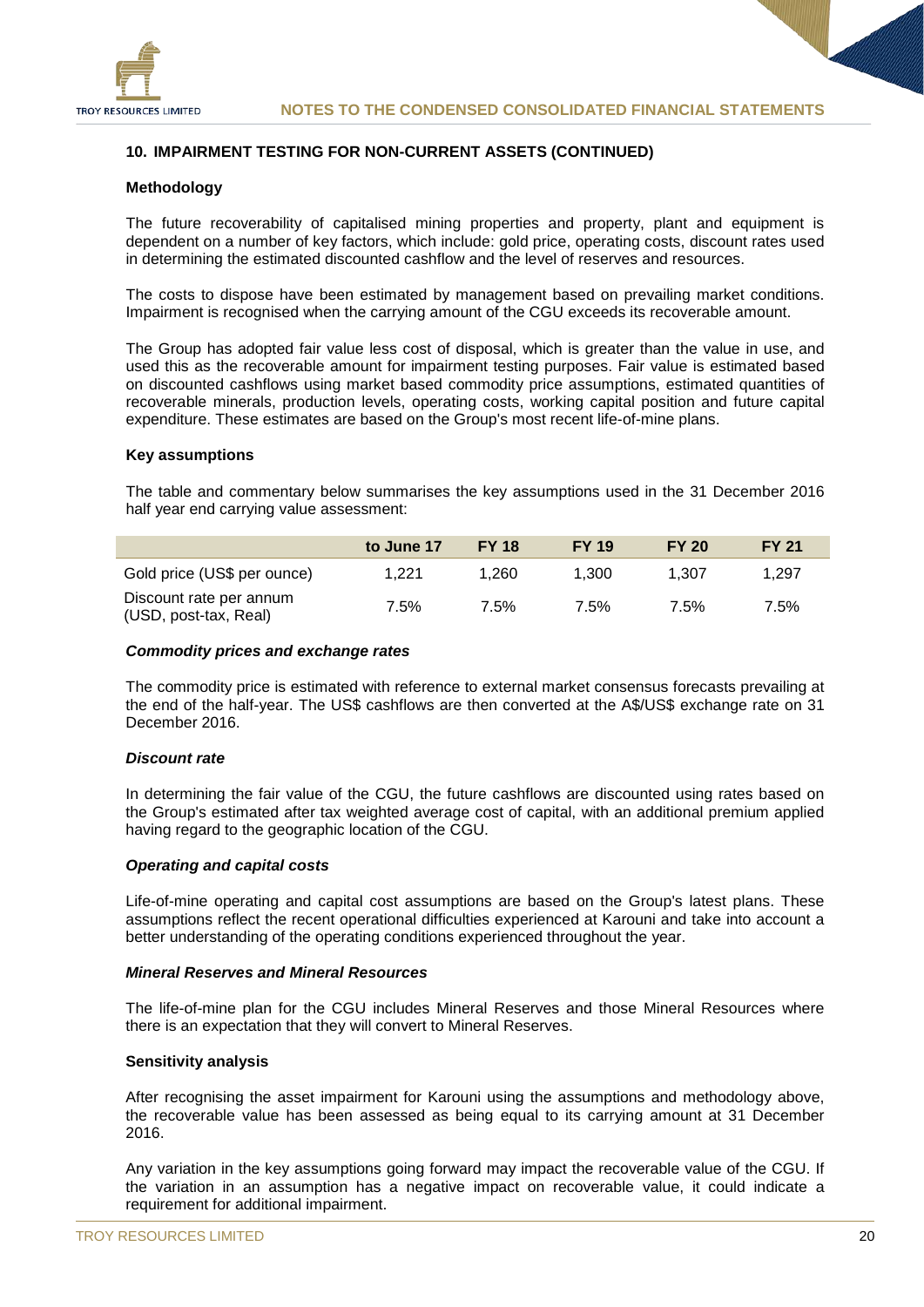### 10. IMPAIRMENT TESTING FOR NON-CURRENT ASSETS (CONTINUED)

#### Methodology

The future recoverability of capitalised mining properties and property, plant and equipment is dependent on a number of key factors, which include: gold price, operating costs, discount rates used in determining the estimated discounted cashflow and the level of reserves and resources.

The costs to dispose have been estimated by management based on prevailing market conditions. Impairment is recognised when the carrying amount of the CGU exceeds its recoverable amount.

The Group has adopted fair value less cost of disposal, which is greater than the value in use, and used this as the recoverable amount for impairment testing purposes. Fair value is estimated based on discounted cashflows using market based commodity price assumptions, estimated quantities of recoverable minerals, production levels, operating costs, working capital position and future capital expenditure. These estimates are based on the Group's most recent life-of-mine plans.

#### Key assumptions

The table and commentary below summarises the key assumptions used in the 31 December 2016 half year end carrying value assessment:

| | to June 17 | FY 18 | FY 19 | FY 20 | FY 21 |
|---|---|---|---|---|---|
| Gold price (US$ per ounce) | 1,221 | 1,260 | 1,300 | 1,307 | 1,297 |
| Discount rate per annum (USD, post-tax, Real) | 7.5% | 7.5% | 7.5% | 7.5% | 7.5% |

***Commodity prices and exchange rates***

The commodity price is estimated with reference to external market consensus forecasts prevailing at the end of the half-year. The US$ cashflows are then converted at the A$/US$ exchange rate on 31 December 2016.

***Discount rate***

In determining the fair value of the CGU, the future cashflows are discounted using rates based on the Group's estimated after tax weighted average cost of capital, with an additional premium applied having regard to the geographic location of the CGU.

***Operating and capital costs***

Life-of-mine operating and capital cost assumptions are based on the Group's latest plans. These assumptions reflect the recent operational difficulties experienced at Karouni and take into account a better understanding of the operating conditions experienced throughout the year.

***Mineral Reserves and Mineral Resources***

The life-of-mine plan for the CGU includes Mineral Reserves and those Mineral Resources where there is an expectation that they will convert to Mineral Reserves.

#### Sensitivity analysis

After recognising the asset impairment for Karouni using the assumptions and methodology above, the recoverable value has been assessed as being equal to its carrying amount at 31 December 2016.

Any variation in the key assumptions going forward may impact the recoverable value of the CGU. If the variation in an assumption has a negative impact on recoverable value, it could indicate a requirement for additional impairment.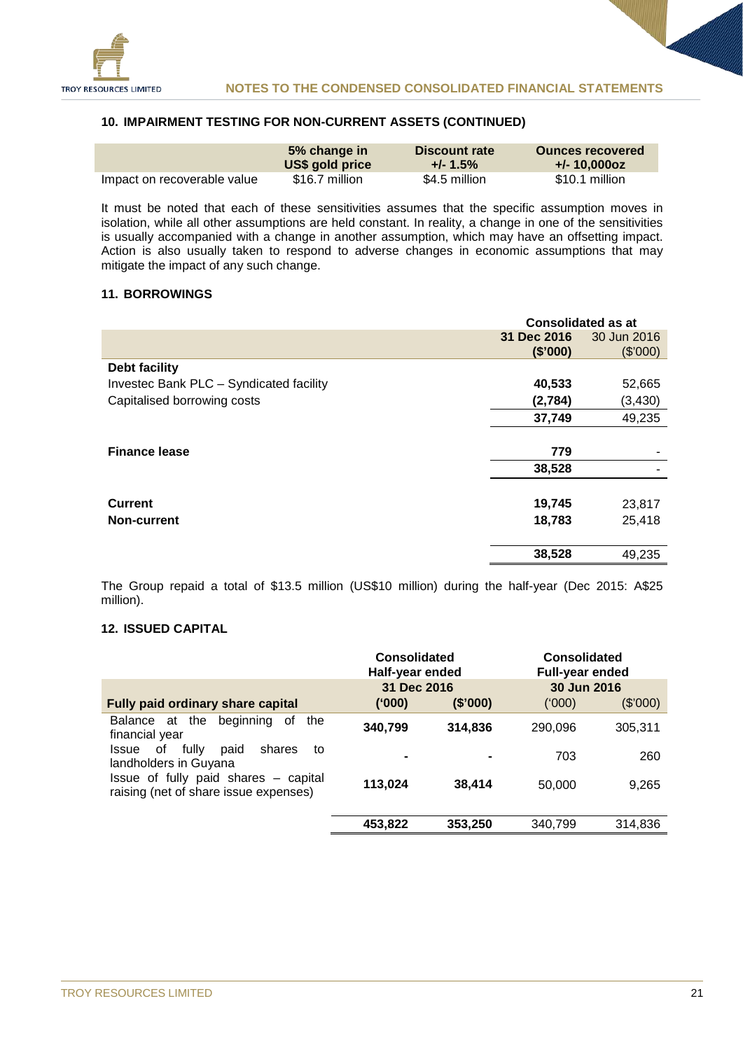### 10. IMPAIRMENT TESTING FOR NON-CURRENT ASSETS (CONTINUED)

| | 5% change in US$ gold price | Discount rate +/- 1.5% | Ounces recovered +/- 10,000oz |
|---|---|---|---|
| Impact on recoverable value | $16.7 million | $4.5 million | $10.1 million |

It must be noted that each of these sensitivities assumes that the specific assumption moves in isolation, while all other assumptions are held constant. In reality, a change in one of the sensitivities is usually accompanied with a change in another assumption, which may have an offsetting impact. Action is also usually taken to respond to adverse changes in economic assumptions that may mitigate the impact of any such change.

### 11. BORROWINGS

| | Consolidated as at | |
|---|---|---|
| | **31 Dec 2016 ($'000)** | 30 Jun 2016 ($'000) |
| **Debt facility** | | |
| Investec Bank PLC – Syndicated facility | **40,533** | 52,665 |
| Capitalised borrowing costs | **(2,784)** | (3,430) |
| | **37,749** | 49,235 |
| | | |
| **Finance lease** | **779** | - |
| | **38,528** | - |
| | | |
| **Current** | **19,745** | 23,817 |
| **Non-current** | **18,783** | 25,418 |
| | | |
| | **38,528** | 49,235 |

The Group repaid a total of $13.5 million (US$10 million) during the half-year (Dec 2015: A$25 million).

### 12. ISSUED CAPITAL

| | Consolidated Half-year ended 31 Dec 2016 | | Consolidated Full-year ended 30 Jun 2016 | |
|---|---|---|---|---|
| **Fully paid ordinary share capital** | **('000)** | **($'000)** | ('000) | ($'000) |
| Balance at the beginning of the financial year | **340,799** | **314,836** | 290,096 | 305,311 |
| Issue of fully paid shares to landholders in Guyana | **-** | **-** | 703 | 260 |
| Issue of fully paid shares – capital raising (net of share issue expenses) | **113,024** | **38,414** | 50,000 | 9,265 |
| | | | | |
| | **453,822** | **353,250** | 340,799 | 314,836 |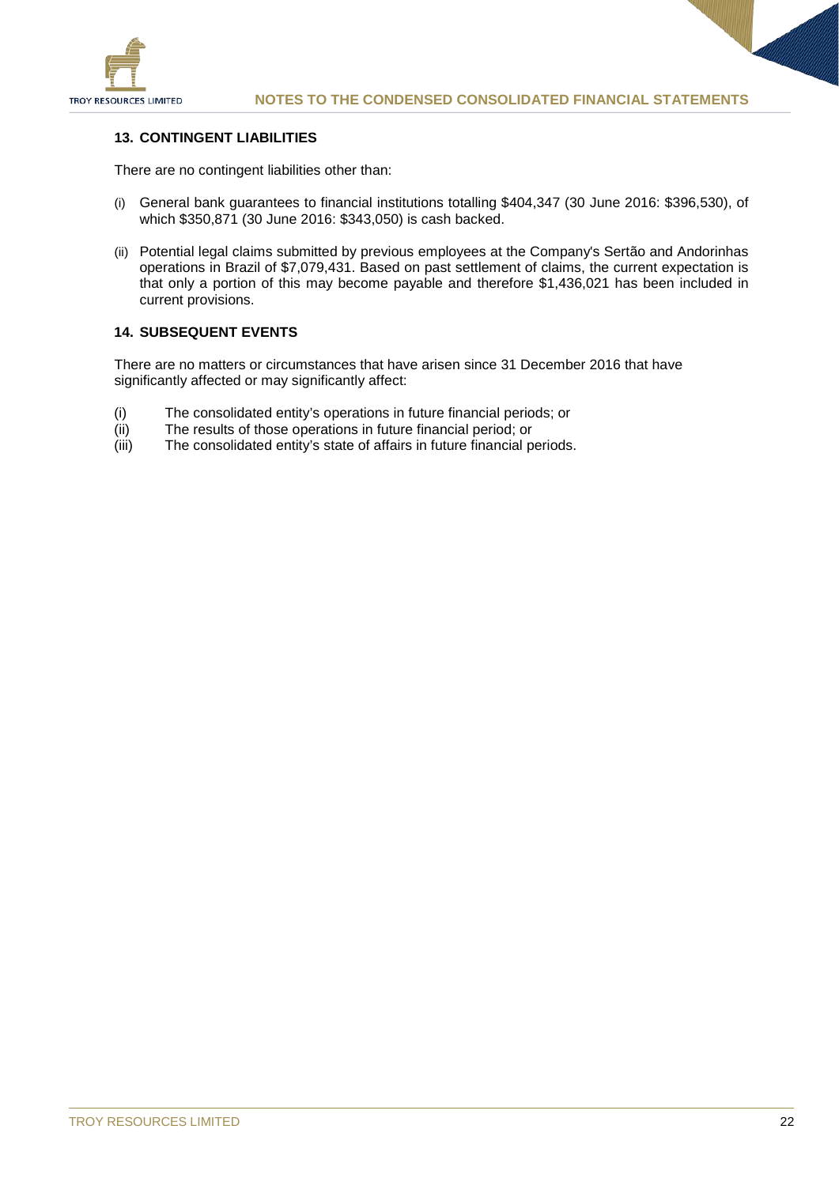### 13. CONTINGENT LIABILITIES

There are no contingent liabilities other than:

(i) General bank guarantees to financial institutions totalling $404,347 (30 June 2016: $396,530), of which $350,871 (30 June 2016: $343,050) is cash backed.

(ii) Potential legal claims submitted by previous employees at the Company's Sertão and Andorinhas operations in Brazil of $7,079,431. Based on past settlement of claims, the current expectation is that only a portion of this may become payable and therefore $1,436,021 has been included in current provisions.

### 14. SUBSEQUENT EVENTS

There are no matters or circumstances that have arisen since 31 December 2016 that have significantly affected or may significantly affect:

(i) The consolidated entity's operations in future financial periods; or
(ii) The results of those operations in future financial period; or
(iii) The consolidated entity's state of affairs in future financial periods.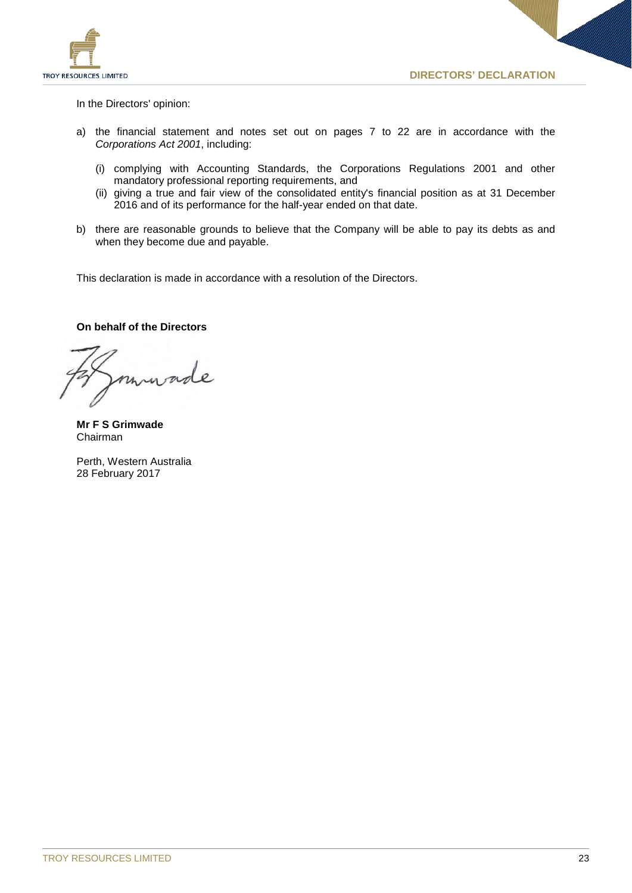# DIRECTORS' DECLARATION

In the Directors' opinion:

a) the financial statement and notes set out on pages 7 to 22 are in accordance with the *Corporations Act 2001*, including:

   (i) complying with Accounting Standards, the Corporations Regulations 2001 and other mandatory professional reporting requirements, and

   (ii) giving a true and fair view of the consolidated entity's financial position as at 31 December 2016 and of its performance for the half-year ended on that date.

b) there are reasonable grounds to believe that the Company will be able to pay its debts as and when they become due and payable.

This declaration is made in accordance with a resolution of the Directors.

**On behalf of the Directors**

**Mr F S Grimwade**
Chairman

Perth, Western Australia
28 February 2017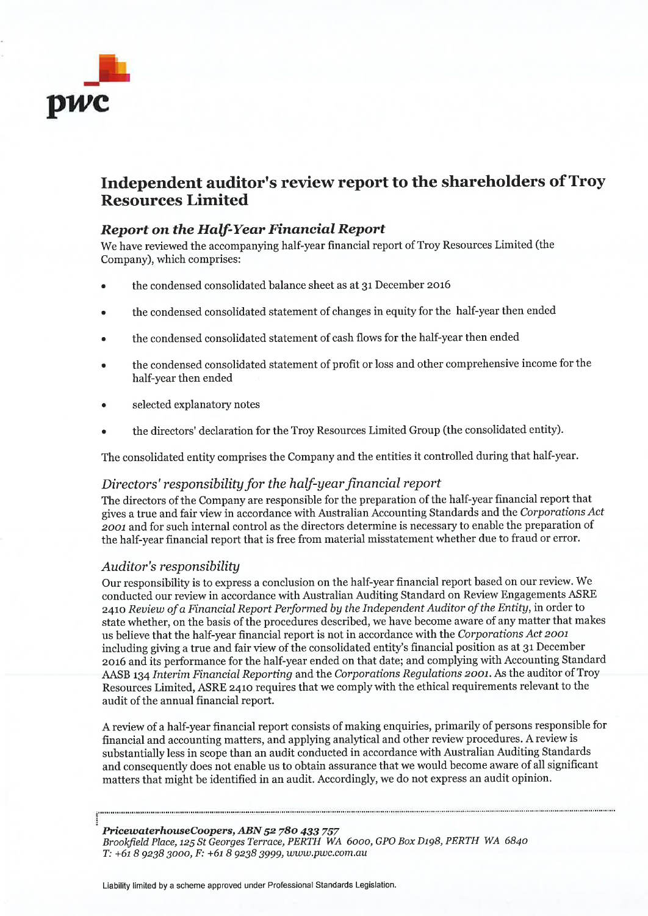# Independent auditor's review report to the shareholders of Troy Resources Limited

## *Report on the Half-Year Financial Report*

We have reviewed the accompanying half-year financial report of Troy Resources Limited (the Company), which comprises:

- the condensed consolidated balance sheet as at 31 December 2016
- the condensed consolidated statement of changes in equity for the half-year then ended
- the condensed consolidated statement of cash flows for the half-year then ended
- the condensed consolidated statement of profit or loss and other comprehensive income for the half-year then ended
- selected explanatory notes
- the directors' declaration for the Troy Resources Limited Group (the consolidated entity).

The consolidated entity comprises the Company and the entities it controlled during that half-year.

### *Directors' responsibility for the half-year financial report*

The directors of the Company are responsible for the preparation of the half-year financial report that gives a true and fair view in accordance with Australian Accounting Standards and the *Corporations Act 2001* and for such internal control as the directors determine is necessary to enable the preparation of the half-year financial report that is free from material misstatement whether due to fraud or error.

### *Auditor's responsibility*

Our responsibility is to express a conclusion on the half-year financial report based on our review. We conducted our review in accordance with Australian Auditing Standard on Review Engagements ASRE 2410 *Review of a Financial Report Performed by the Independent Auditor of the Entity*, in order to state whether, on the basis of the procedures described, we have become aware of any matter that makes us believe that the half-year financial report is not in accordance with the *Corporations Act 2001* including giving a true and fair view of the consolidated entity's financial position as at 31 December 2016 and its performance for the half-year ended on that date; and complying with Accounting Standard AASB 134 *Interim Financial Reporting* and the *Corporations Regulations 2001*. As the auditor of Troy Resources Limited, ASRE 2410 requires that we comply with the ethical requirements relevant to the audit of the annual financial report.

A review of a half-year financial report consists of making enquiries, primarily of persons responsible for financial and accounting matters, and applying analytical and other review procedures. A review is substantially less in scope than an audit conducted in accordance with Australian Auditing Standards and consequently does not enable us to obtain assurance that we would become aware of all significant matters that might be identified in an audit. Accordingly, we do not express an audit opinion.

***PricewaterhouseCoopers, ABN 52 780 433 757***
*Brookfield Place, 125 St Georges Terrace, PERTH WA 6000, GPO Box D198, PERTH WA 6840*
*T: +61 8 9238 3000, F: +61 8 9238 3999, www.pwc.com.au*

Liability limited by a scheme approved under Professional Standards Legislation.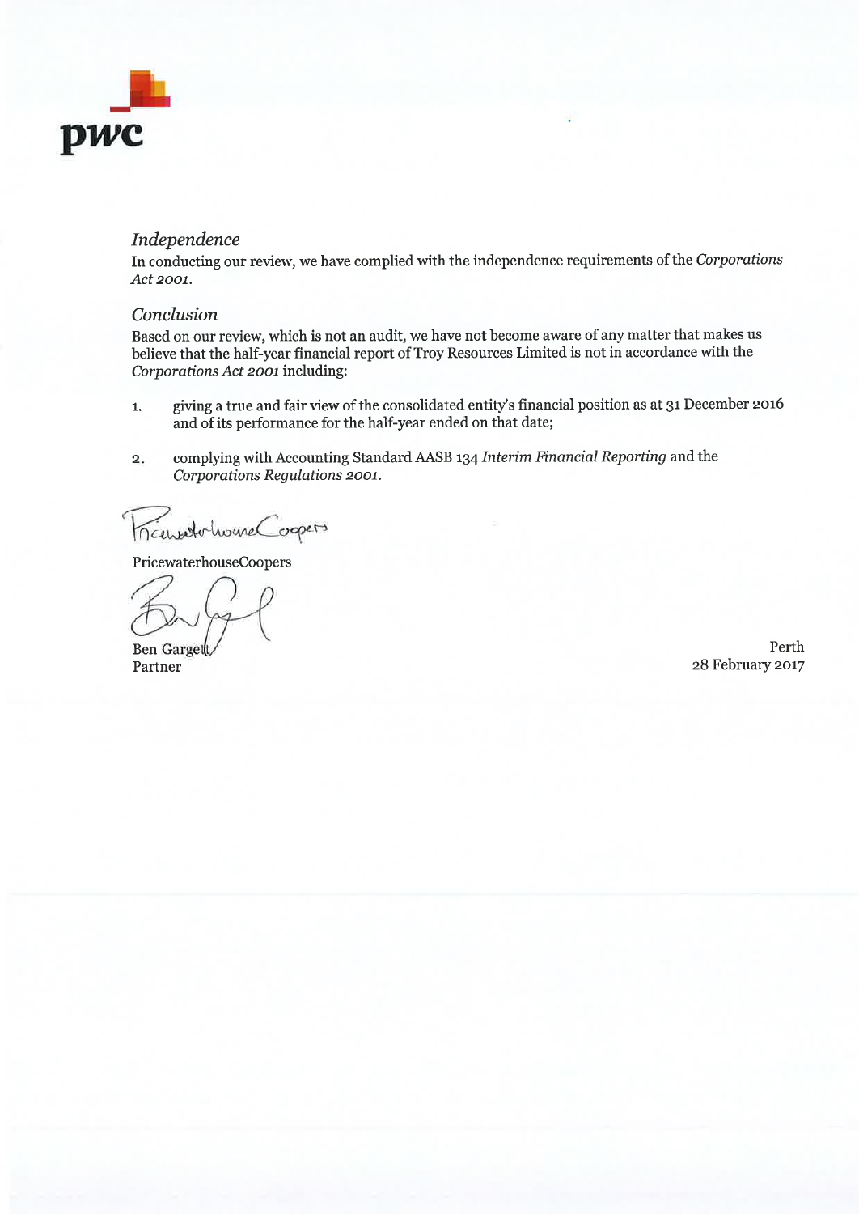### *Independence*

In conducting our review, we have complied with the independence requirements of the *Corporations Act 2001*.

### *Conclusion*

Based on our review, which is not an audit, we have not become aware of any matter that makes us believe that the half-year financial report of Troy Resources Limited is not in accordance with the *Corporations Act 2001* including:

1. giving a true and fair view of the consolidated entity's financial position as at 31 December 2016 and of its performance for the half-year ended on that date;
2. complying with Accounting Standard AASB 134 *Interim Financial Reporting* and the *Corporations Regulations 2001*.

PricewaterhouseCoopers

Ben Gargett
Partner

Perth
28 February 2017